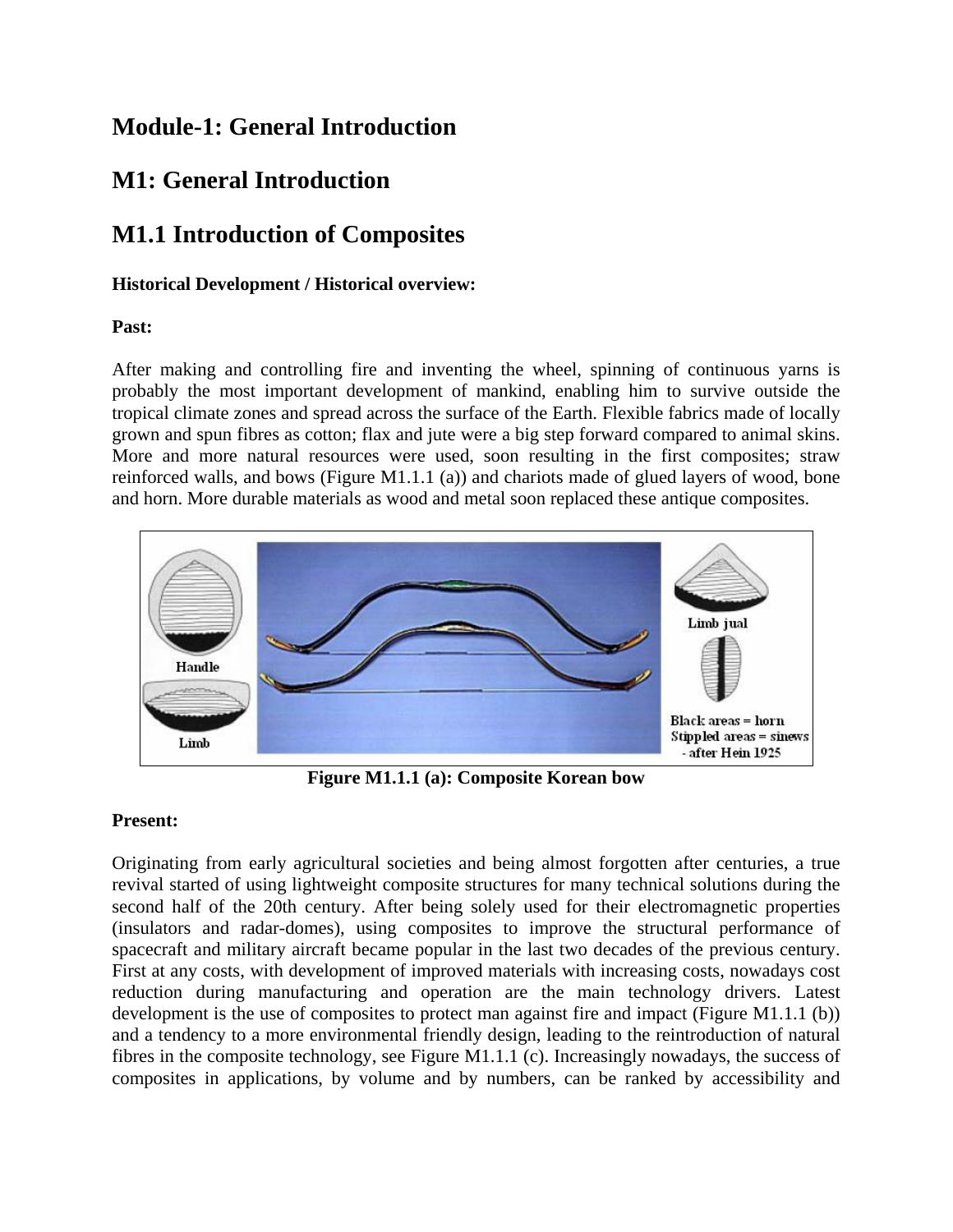# Module-1: General Introduction

# M1: General Introduction

## M1.1 Introduction of Composites

**Historical Development / Historical overview:**

**Past:**

After making and controlling fire and inventing the wheel, spinning of continuous yarns is probably the most important development of mankind, enabling him to survive outside the tropical climate zones and spread across the surface of the Earth. Flexible fabrics made of locally grown and spun fibres as cotton; flax and jute were a big step forward compared to animal skins. More and more natural resources were used, soon resulting in the first composites; straw reinforced walls, and bows (Figure M1.1.1 (a)) and chariots made of glued layers of wood, bone and horn. More durable materials as wood and metal soon replaced these antique composites.

**Figure M1.1.1 (a): Composite Korean bow**

**Present:**

Originating from early agricultural societies and being almost forgotten after centuries, a true revival started of using lightweight composite structures for many technical solutions during the second half of the 20th century. After being solely used for their electromagnetic properties (insulators and radar-domes), using composites to improve the structural performance of spacecraft and military aircraft became popular in the last two decades of the previous century. First at any costs, with development of improved materials with increasing costs, nowadays cost reduction during manufacturing and operation are the main technology drivers. Latest development is the use of composites to protect man against fire and impact (Figure M1.1.1 (b)) and a tendency to a more environmental friendly design, leading to the reintroduction of natural fibres in the composite technology, see Figure M1.1.1 (c). Increasingly nowadays, the success of composites in applications, by volume and by numbers, can be ranked by accessibility and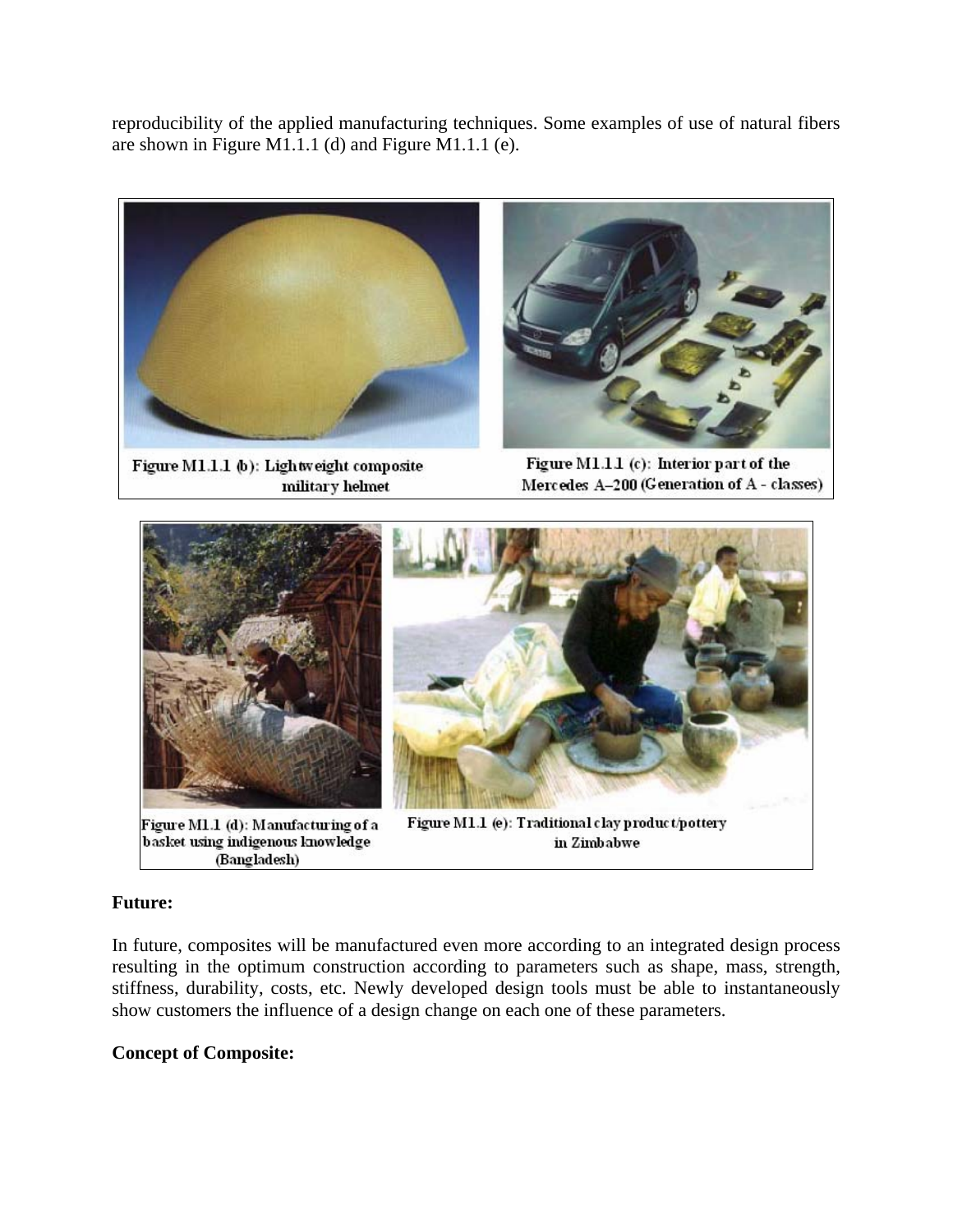reproducibility of the applied manufacturing techniques. Some examples of use of natural fibers are shown in Figure M1.1.1 (d) and Figure M1.1.1 (e).

Figure M1.1.1 (b): Lightweight composite military helmet

Figure M1.1.1 (c): Interior part of the Mercedes A–200 (Generation of A - classes)

Figure M1.1 (d): Manufacturing of a basket using indigenous knowledge (Bangladesh)

Figure M1.1 (e): Traditional clay product/pottery in Zimbabwe

**Future:**

In future, composites will be manufactured even more according to an integrated design process resulting in the optimum construction according to parameters such as shape, mass, strength, stiffness, durability, costs, etc. Newly developed design tools must be able to instantaneously show customers the influence of a design change on each one of these parameters.

**Concept of Composite:**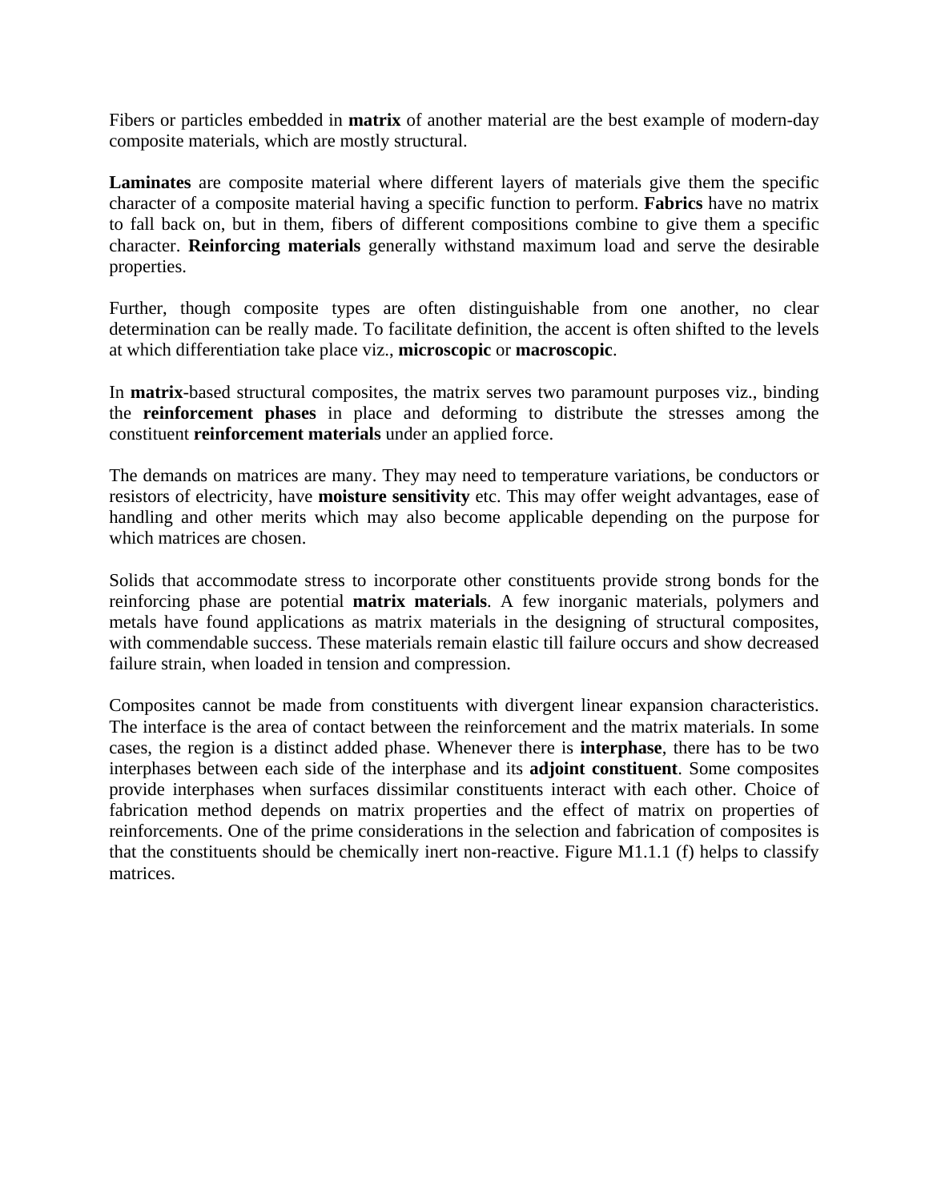Fibers or particles embedded in **matrix** of another material are the best example of modern-day composite materials, which are mostly structural.

**Laminates** are composite material where different layers of materials give them the specific character of a composite material having a specific function to perform. **Fabrics** have no matrix to fall back on, but in them, fibers of different compositions combine to give them a specific character. **Reinforcing materials** generally withstand maximum load and serve the desirable properties.

Further, though composite types are often distinguishable from one another, no clear determination can be really made. To facilitate definition, the accent is often shifted to the levels at which differentiation take place viz., **microscopic** or **macroscopic**.

In **matrix**-based structural composites, the matrix serves two paramount purposes viz., binding the **reinforcement phases** in place and deforming to distribute the stresses among the constituent **reinforcement materials** under an applied force.

The demands on matrices are many. They may need to temperature variations, be conductors or resistors of electricity, have **moisture sensitivity** etc. This may offer weight advantages, ease of handling and other merits which may also become applicable depending on the purpose for which matrices are chosen.

Solids that accommodate stress to incorporate other constituents provide strong bonds for the reinforcing phase are potential **matrix materials**. A few inorganic materials, polymers and metals have found applications as matrix materials in the designing of structural composites, with commendable success. These materials remain elastic till failure occurs and show decreased failure strain, when loaded in tension and compression.

Composites cannot be made from constituents with divergent linear expansion characteristics. The interface is the area of contact between the reinforcement and the matrix materials. In some cases, the region is a distinct added phase. Whenever there is **interphase**, there has to be two interphases between each side of the interphase and its **adjoint constituent**. Some composites provide interphases when surfaces dissimilar constituents interact with each other. Choice of fabrication method depends on matrix properties and the effect of matrix on properties of reinforcements. One of the prime considerations in the selection and fabrication of composites is that the constituents should be chemically inert non-reactive. Figure M1.1.1 (f) helps to classify matrices.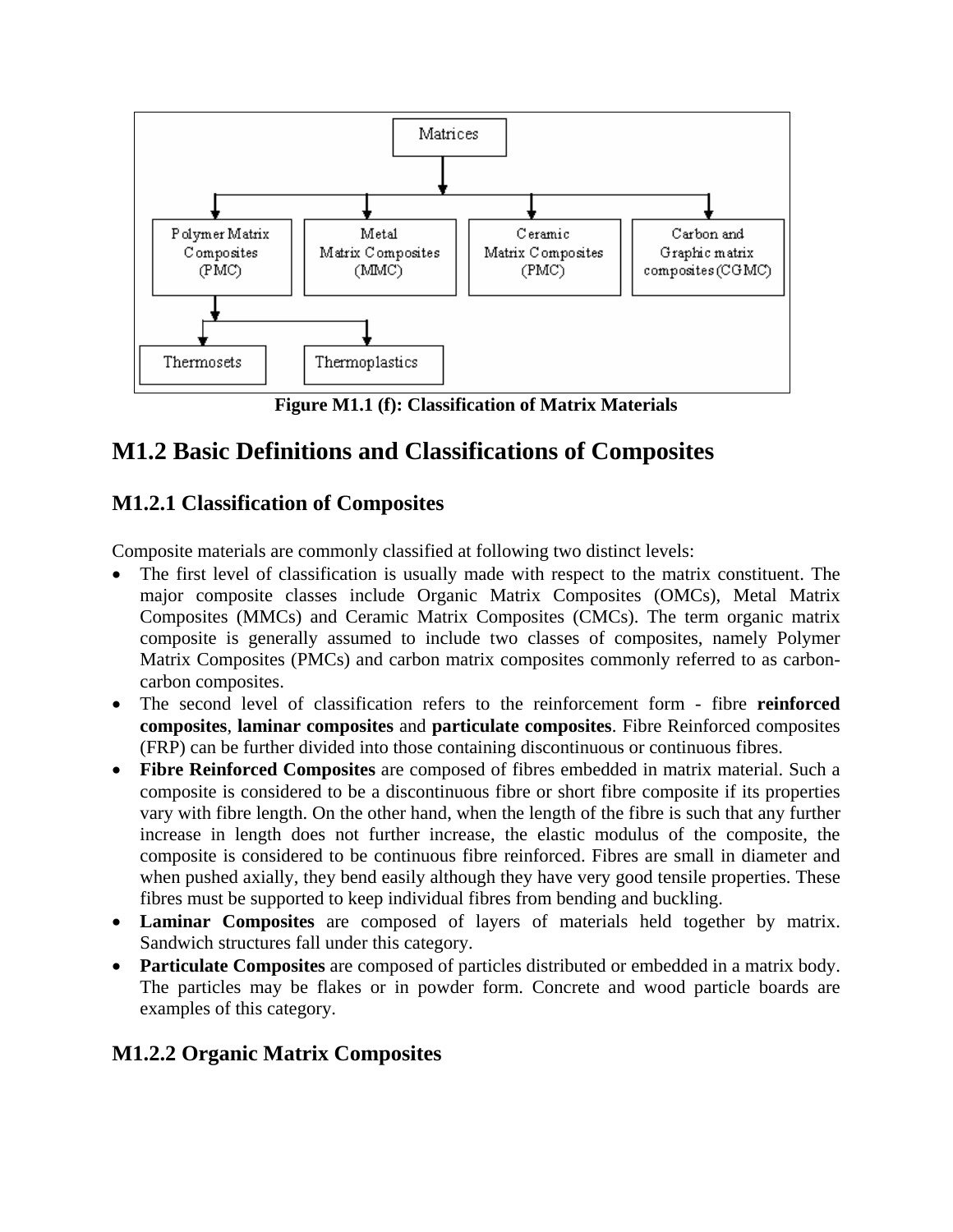Matrices

- Polymer Matrix Composites (PMC)
  - Thermosets
  - Thermoplastics
- Metal Matrix Composites (MMC)
- Ceramic Matrix Composites (PMC)
- Carbon and Graphic matrix composites (CGMC)

**Figure M1.1 (f): Classification of Matrix Materials**

## M1.2 Basic Definitions and Classifications of Composites

### M1.2.1 Classification of Composites

Composite materials are commonly classified at following two distinct levels:

- The first level of classification is usually made with respect to the matrix constituent. The major composite classes include Organic Matrix Composites (OMCs), Metal Matrix Composites (MMCs) and Ceramic Matrix Composites (CMCs). The term organic matrix composite is generally assumed to include two classes of composites, namely Polymer Matrix Composites (PMCs) and carbon matrix composites commonly referred to as carbon-carbon composites.
- The second level of classification refers to the reinforcement form - fibre **reinforced composites**, **laminar composites** and **particulate composites**. Fibre Reinforced composites (FRP) can be further divided into those containing discontinuous or continuous fibres.
- **Fibre Reinforced Composites** are composed of fibres embedded in matrix material. Such a composite is considered to be a discontinuous fibre or short fibre composite if its properties vary with fibre length. On the other hand, when the length of the fibre is such that any further increase in length does not further increase, the elastic modulus of the composite, the composite is considered to be continuous fibre reinforced. Fibres are small in diameter and when pushed axially, they bend easily although they have very good tensile properties. These fibres must be supported to keep individual fibres from bending and buckling.
- **Laminar Composites** are composed of layers of materials held together by matrix. Sandwich structures fall under this category.
- **Particulate Composites** are composed of particles distributed or embedded in a matrix body. The particles may be flakes or in powder form. Concrete and wood particle boards are examples of this category.

### M1.2.2 Organic Matrix Composites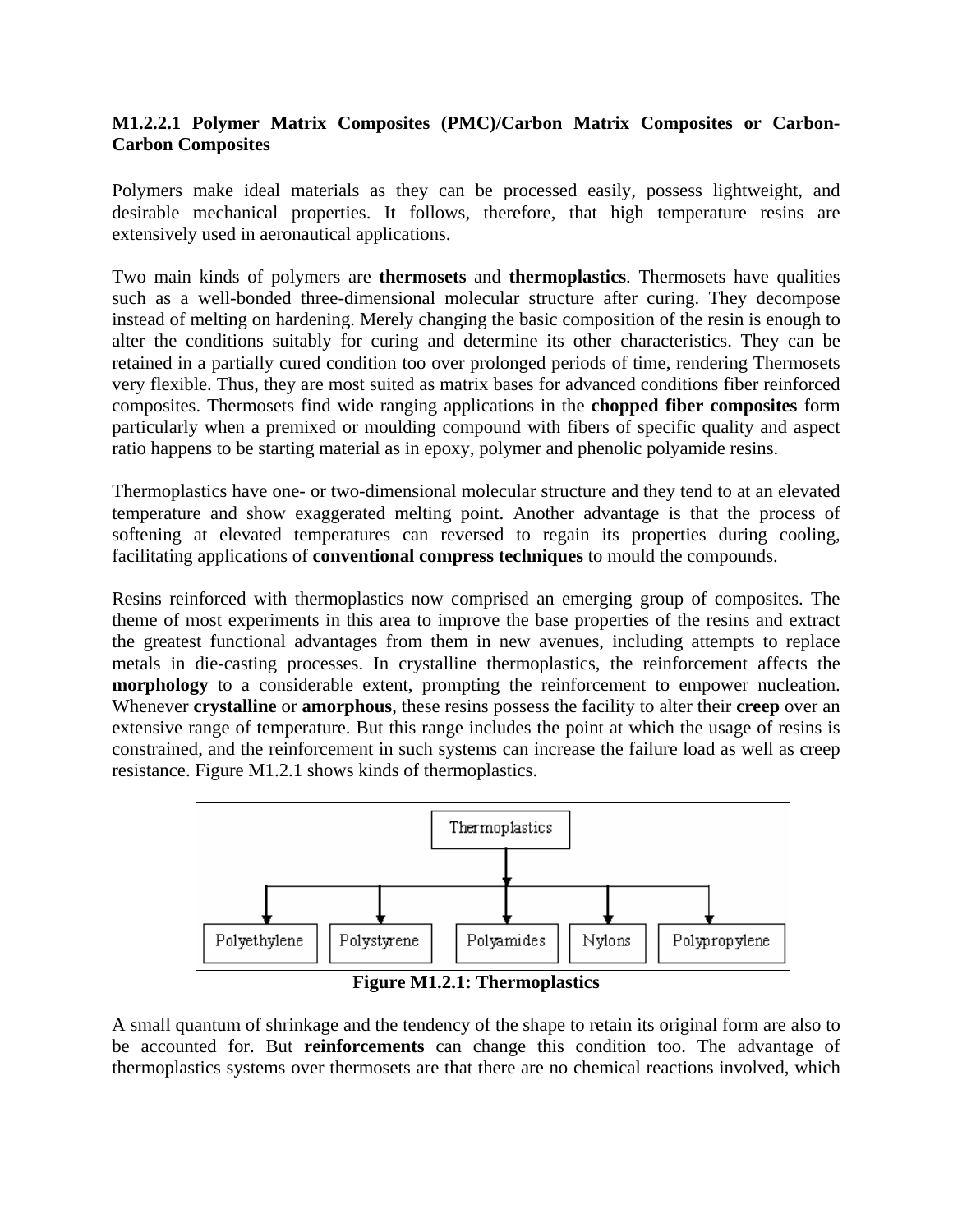### M1.2.2.1 Polymer Matrix Composites (PMC)/Carbon Matrix Composites or Carbon-Carbon Composites

Polymers make ideal materials as they can be processed easily, possess lightweight, and desirable mechanical properties. It follows, therefore, that high temperature resins are extensively used in aeronautical applications.

Two main kinds of polymers are **thermosets** and **thermoplastics**. Thermosets have qualities such as a well-bonded three-dimensional molecular structure after curing. They decompose instead of melting on hardening. Merely changing the basic composition of the resin is enough to alter the conditions suitably for curing and determine its other characteristics. They can be retained in a partially cured condition too over prolonged periods of time, rendering Thermosets very flexible. Thus, they are most suited as matrix bases for advanced conditions fiber reinforced composites. Thermosets find wide ranging applications in the **chopped fiber composites** form particularly when a premixed or moulding compound with fibers of specific quality and aspect ratio happens to be starting material as in epoxy, polymer and phenolic polyamide resins.

Thermoplastics have one- or two-dimensional molecular structure and they tend to at an elevated temperature and show exaggerated melting point. Another advantage is that the process of softening at elevated temperatures can reversed to regain its properties during cooling, facilitating applications of **conventional compress techniques** to mould the compounds.

Resins reinforced with thermoplastics now comprised an emerging group of composites. The theme of most experiments in this area to improve the base properties of the resins and extract the greatest functional advantages from them in new avenues, including attempts to replace metals in die-casting processes. In crystalline thermoplastics, the reinforcement affects the **morphology** to a considerable extent, prompting the reinforcement to empower nucleation. Whenever **crystalline** or **amorphous**, these resins possess the facility to alter their **creep** over an extensive range of temperature. But this range includes the point at which the usage of resins is constrained, and the reinforcement in such systems can increase the failure load as well as creep resistance. Figure M1.2.1 shows kinds of thermoplastics.

Thermoplastics
- Polyethylene
- Polystyrene
- Polyamides
- Nylons
- Polypropylene

**Figure M1.2.1: Thermoplastics**

A small quantum of shrinkage and the tendency of the shape to retain its original form are also to be accounted for. But **reinforcements** can change this condition too. The advantage of thermoplastics systems over thermosets are that there are no chemical reactions involved, which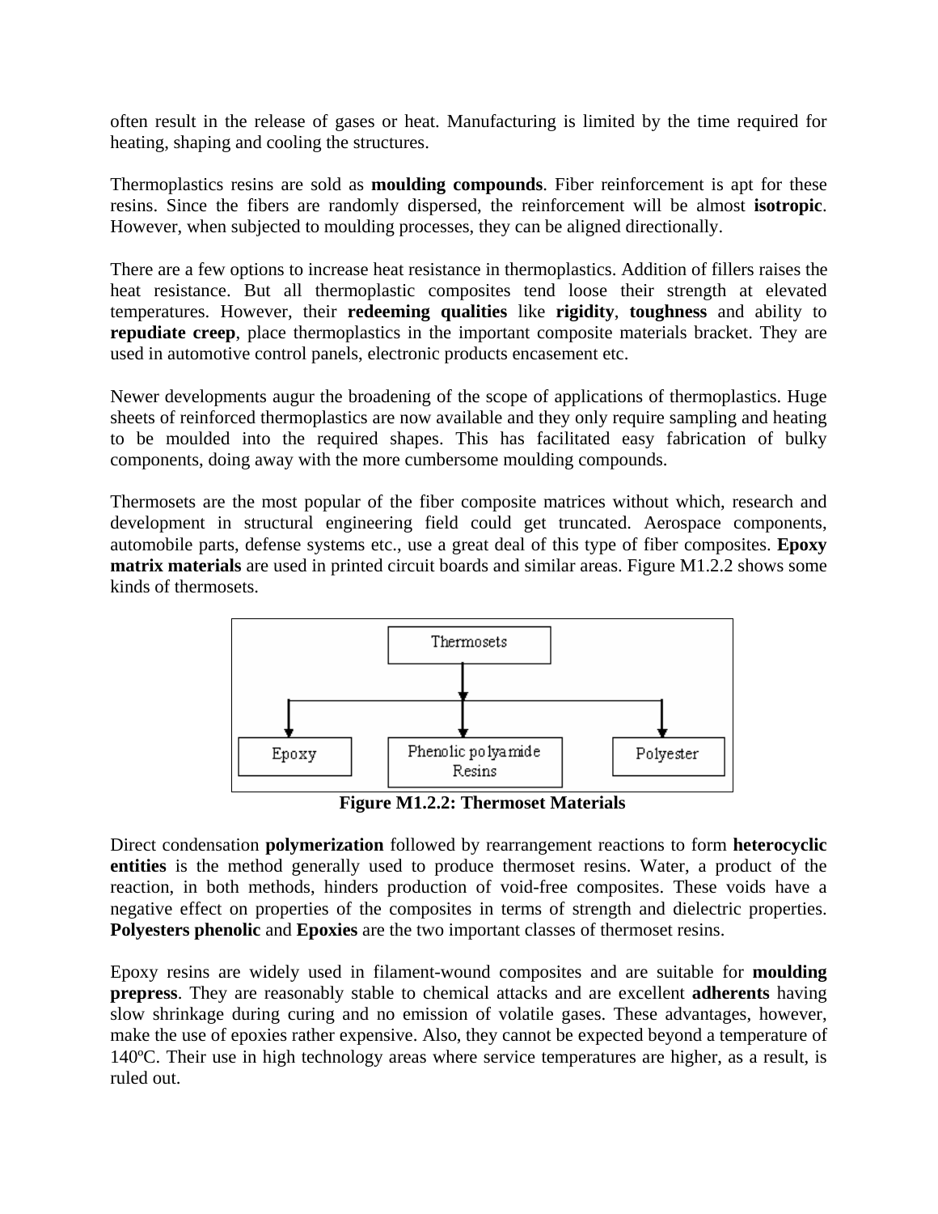often result in the release of gases or heat. Manufacturing is limited by the time required for heating, shaping and cooling the structures.

Thermoplastics resins are sold as **moulding compounds**. Fiber reinforcement is apt for these resins. Since the fibers are randomly dispersed, the reinforcement will be almost **isotropic**. However, when subjected to moulding processes, they can be aligned directionally.

There are a few options to increase heat resistance in thermoplastics. Addition of fillers raises the heat resistance. But all thermoplastic composites tend loose their strength at elevated temperatures. However, their **redeeming qualities** like **rigidity**, **toughness** and ability to **repudiate creep**, place thermoplastics in the important composite materials bracket. They are used in automotive control panels, electronic products encasement etc.

Newer developments augur the broadening of the scope of applications of thermoplastics. Huge sheets of reinforced thermoplastics are now available and they only require sampling and heating to be moulded into the required shapes. This has facilitated easy fabrication of bulky components, doing away with the more cumbersome moulding compounds.

Thermosets are the most popular of the fiber composite matrices without which, research and development in structural engineering field could get truncated. Aerospace components, automobile parts, defense systems etc., use a great deal of this type of fiber composites. **Epoxy matrix materials** are used in printed circuit boards and similar areas. Figure M1.2.2 shows some kinds of thermosets.

Thermosets → Epoxy | Phenolic polyamide Resins | Polyester

**Figure M1.2.2: Thermoset Materials**

Direct condensation **polymerization** followed by rearrangement reactions to form **heterocyclic entities** is the method generally used to produce thermoset resins. Water, a product of the reaction, in both methods, hinders production of void-free composites. These voids have a negative effect on properties of the composites in terms of strength and dielectric properties. **Polyesters phenolic** and **Epoxies** are the two important classes of thermoset resins.

Epoxy resins are widely used in filament-wound composites and are suitable for **moulding prepress**. They are reasonably stable to chemical attacks and are excellent **adherents** having slow shrinkage during curing and no emission of volatile gases. These advantages, however, make the use of epoxies rather expensive. Also, they cannot be expected beyond a temperature of 140ºC. Their use in high technology areas where service temperatures are higher, as a result, is ruled out.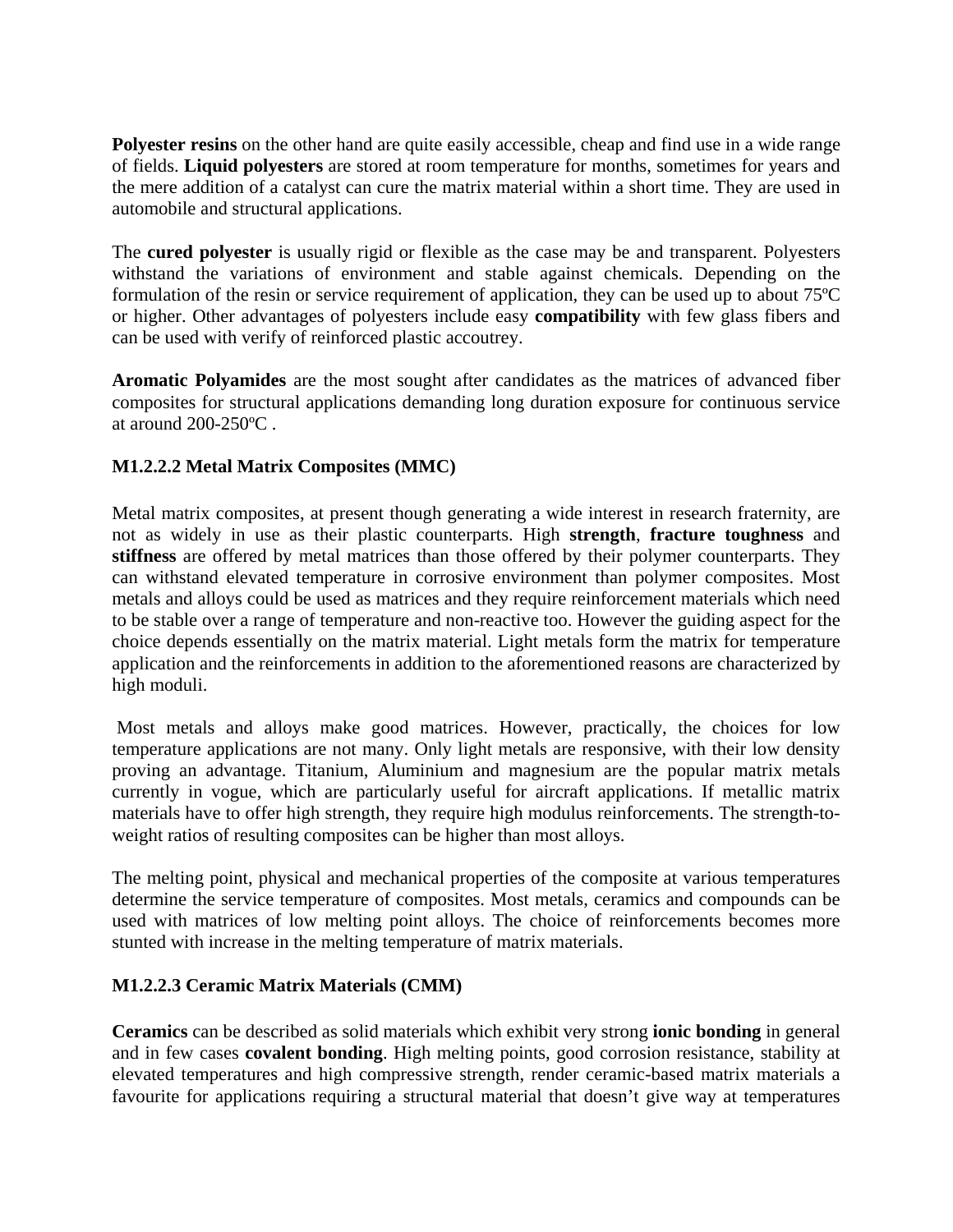**Polyester resins** on the other hand are quite easily accessible, cheap and find use in a wide range of fields. **Liquid polyesters** are stored at room temperature for months, sometimes for years and the mere addition of a catalyst can cure the matrix material within a short time. They are used in automobile and structural applications.

The **cured polyester** is usually rigid or flexible as the case may be and transparent. Polyesters withstand the variations of environment and stable against chemicals. Depending on the formulation of the resin or service requirement of application, they can be used up to about 75ºC or higher. Other advantages of polyesters include easy **compatibility** with few glass fibers and can be used with verify of reinforced plastic accoutrey.

**Aromatic Polyamides** are the most sought after candidates as the matrices of advanced fiber composites for structural applications demanding long duration exposure for continuous service at around 200-250ºC .

**M1.2.2.2 Metal Matrix Composites (MMC)**

Metal matrix composites, at present though generating a wide interest in research fraternity, are not as widely in use as their plastic counterparts. High **strength**, **fracture toughness** and **stiffness** are offered by metal matrices than those offered by their polymer counterparts. They can withstand elevated temperature in corrosive environment than polymer composites. Most metals and alloys could be used as matrices and they require reinforcement materials which need to be stable over a range of temperature and non-reactive too. However the guiding aspect for the choice depends essentially on the matrix material. Light metals form the matrix for temperature application and the reinforcements in addition to the aforementioned reasons are characterized by high moduli.

Most metals and alloys make good matrices. However, practically, the choices for low temperature applications are not many. Only light metals are responsive, with their low density proving an advantage. Titanium, Aluminium and magnesium are the popular matrix metals currently in vogue, which are particularly useful for aircraft applications. If metallic matrix materials have to offer high strength, they require high modulus reinforcements. The strength-to-weight ratios of resulting composites can be higher than most alloys.

The melting point, physical and mechanical properties of the composite at various temperatures determine the service temperature of composites. Most metals, ceramics and compounds can be used with matrices of low melting point alloys. The choice of reinforcements becomes more stunted with increase in the melting temperature of matrix materials.

**M1.2.2.3 Ceramic Matrix Materials (CMM)**

**Ceramics** can be described as solid materials which exhibit very strong **ionic bonding** in general and in few cases **covalent bonding**. High melting points, good corrosion resistance, stability at elevated temperatures and high compressive strength, render ceramic-based matrix materials a favourite for applications requiring a structural material that doesn't give way at temperatures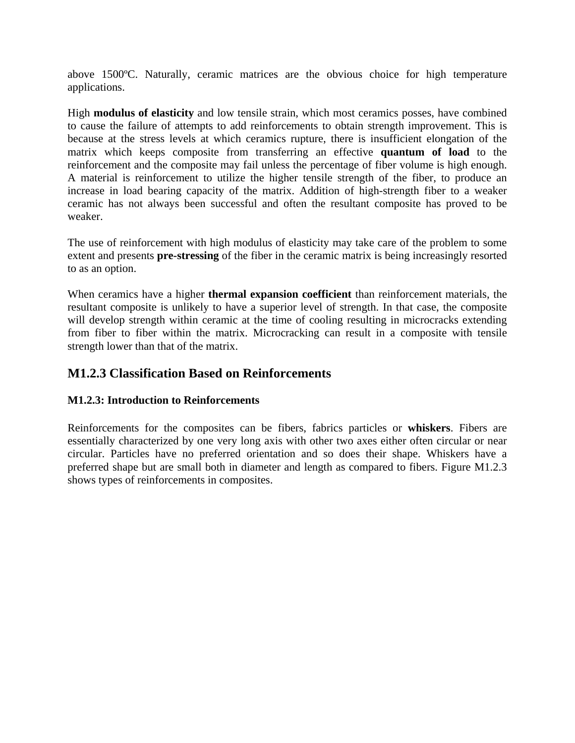above 1500ºC. Naturally, ceramic matrices are the obvious choice for high temperature applications.

High **modulus of elasticity** and low tensile strain, which most ceramics posses, have combined to cause the failure of attempts to add reinforcements to obtain strength improvement. This is because at the stress levels at which ceramics rupture, there is insufficient elongation of the matrix which keeps composite from transferring an effective **quantum of load** to the reinforcement and the composite may fail unless the percentage of fiber volume is high enough. A material is reinforcement to utilize the higher tensile strength of the fiber, to produce an increase in load bearing capacity of the matrix. Addition of high-strength fiber to a weaker ceramic has not always been successful and often the resultant composite has proved to be weaker.

The use of reinforcement with high modulus of elasticity may take care of the problem to some extent and presents **pre-stressing** of the fiber in the ceramic matrix is being increasingly resorted to as an option.

When ceramics have a higher **thermal expansion coefficient** than reinforcement materials, the resultant composite is unlikely to have a superior level of strength. In that case, the composite will develop strength within ceramic at the time of cooling resulting in microcracks extending from fiber to fiber within the matrix. Microcracking can result in a composite with tensile strength lower than that of the matrix.

## M1.2.3 Classification Based on Reinforcements

#### M1.2.3: Introduction to Reinforcements

Reinforcements for the composites can be fibers, fabrics particles or **whiskers**. Fibers are essentially characterized by one very long axis with other two axes either often circular or near circular. Particles have no preferred orientation and so does their shape. Whiskers have a preferred shape but are small both in diameter and length as compared to fibers. Figure M1.2.3 shows types of reinforcements in composites.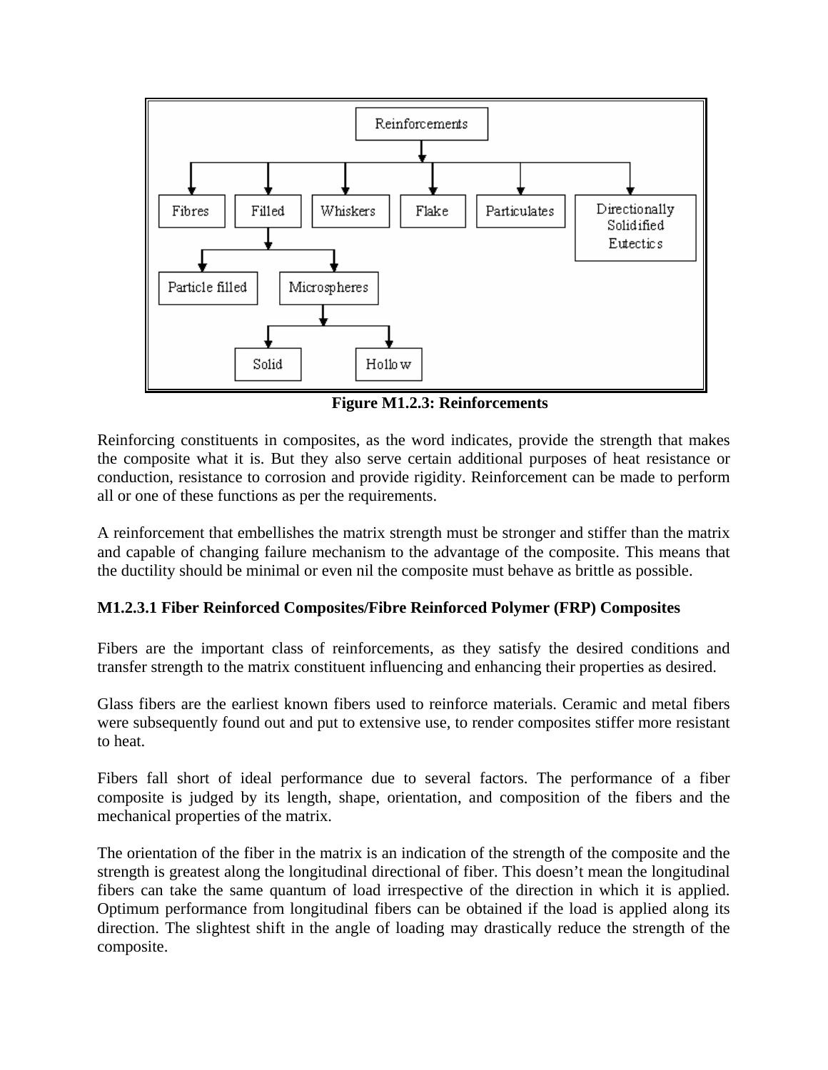Reinforcements

Fibres

Filled

Whiskers

Flake

Particulates

Directionally Solidified Eutectics

Particle filled

Microspheres

Solid

Hollow

**Figure M1.2.3: Reinforcements**

Reinforcing constituents in composites, as the word indicates, provide the strength that makes the composite what it is. But they also serve certain additional purposes of heat resistance or conduction, resistance to corrosion and provide rigidity. Reinforcement can be made to perform all or one of these functions as per the requirements.

A reinforcement that embellishes the matrix strength must be stronger and stiffer than the matrix and capable of changing failure mechanism to the advantage of the composite. This means that the ductility should be minimal or even nil the composite must behave as brittle as possible.

### M1.2.3.1 Fiber Reinforced Composites/Fibre Reinforced Polymer (FRP) Composites

Fibers are the important class of reinforcements, as they satisfy the desired conditions and transfer strength to the matrix constituent influencing and enhancing their properties as desired.

Glass fibers are the earliest known fibers used to reinforce materials. Ceramic and metal fibers were subsequently found out and put to extensive use, to render composites stiffer more resistant to heat.

Fibers fall short of ideal performance due to several factors. The performance of a fiber composite is judged by its length, shape, orientation, and composition of the fibers and the mechanical properties of the matrix.

The orientation of the fiber in the matrix is an indication of the strength of the composite and the strength is greatest along the longitudinal directional of fiber. This doesn't mean the longitudinal fibers can take the same quantum of load irrespective of the direction in which it is applied. Optimum performance from longitudinal fibers can be obtained if the load is applied along its direction. The slightest shift in the angle of loading may drastically reduce the strength of the composite.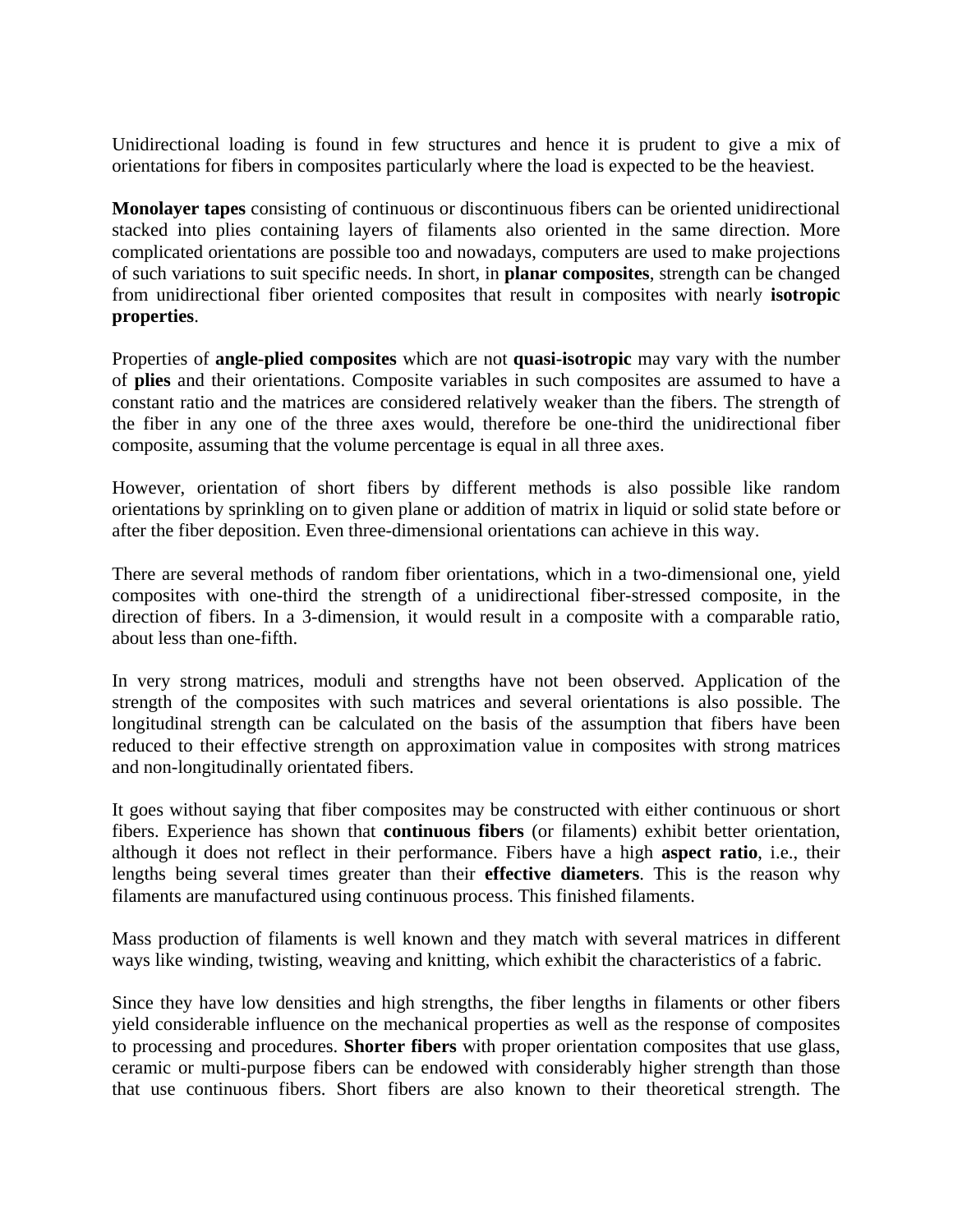Unidirectional loading is found in few structures and hence it is prudent to give a mix of orientations for fibers in composites particularly where the load is expected to be the heaviest.

**Monolayer tapes** consisting of continuous or discontinuous fibers can be oriented unidirectional stacked into plies containing layers of filaments also oriented in the same direction. More complicated orientations are possible too and nowadays, computers are used to make projections of such variations to suit specific needs. In short, in **planar composites**, strength can be changed from unidirectional fiber oriented composites that result in composites with nearly **isotropic properties**.

Properties of **angle-plied composites** which are not **quasi-isotropic** may vary with the number of **plies** and their orientations. Composite variables in such composites are assumed to have a constant ratio and the matrices are considered relatively weaker than the fibers. The strength of the fiber in any one of the three axes would, therefore be one-third the unidirectional fiber composite, assuming that the volume percentage is equal in all three axes.

However, orientation of short fibers by different methods is also possible like random orientations by sprinkling on to given plane or addition of matrix in liquid or solid state before or after the fiber deposition. Even three-dimensional orientations can achieve in this way.

There are several methods of random fiber orientations, which in a two-dimensional one, yield composites with one-third the strength of a unidirectional fiber-stressed composite, in the direction of fibers. In a 3-dimension, it would result in a composite with a comparable ratio, about less than one-fifth.

In very strong matrices, moduli and strengths have not been observed. Application of the strength of the composites with such matrices and several orientations is also possible. The longitudinal strength can be calculated on the basis of the assumption that fibers have been reduced to their effective strength on approximation value in composites with strong matrices and non-longitudinally orientated fibers.

It goes without saying that fiber composites may be constructed with either continuous or short fibers. Experience has shown that **continuous fibers** (or filaments) exhibit better orientation, although it does not reflect in their performance. Fibers have a high **aspect ratio**, i.e., their lengths being several times greater than their **effective diameters**. This is the reason why filaments are manufactured using continuous process. This finished filaments.

Mass production of filaments is well known and they match with several matrices in different ways like winding, twisting, weaving and knitting, which exhibit the characteristics of a fabric.

Since they have low densities and high strengths, the fiber lengths in filaments or other fibers yield considerable influence on the mechanical properties as well as the response of composites to processing and procedures. **Shorter fibers** with proper orientation composites that use glass, ceramic or multi-purpose fibers can be endowed with considerably higher strength than those that use continuous fibers. Short fibers are also known to their theoretical strength. The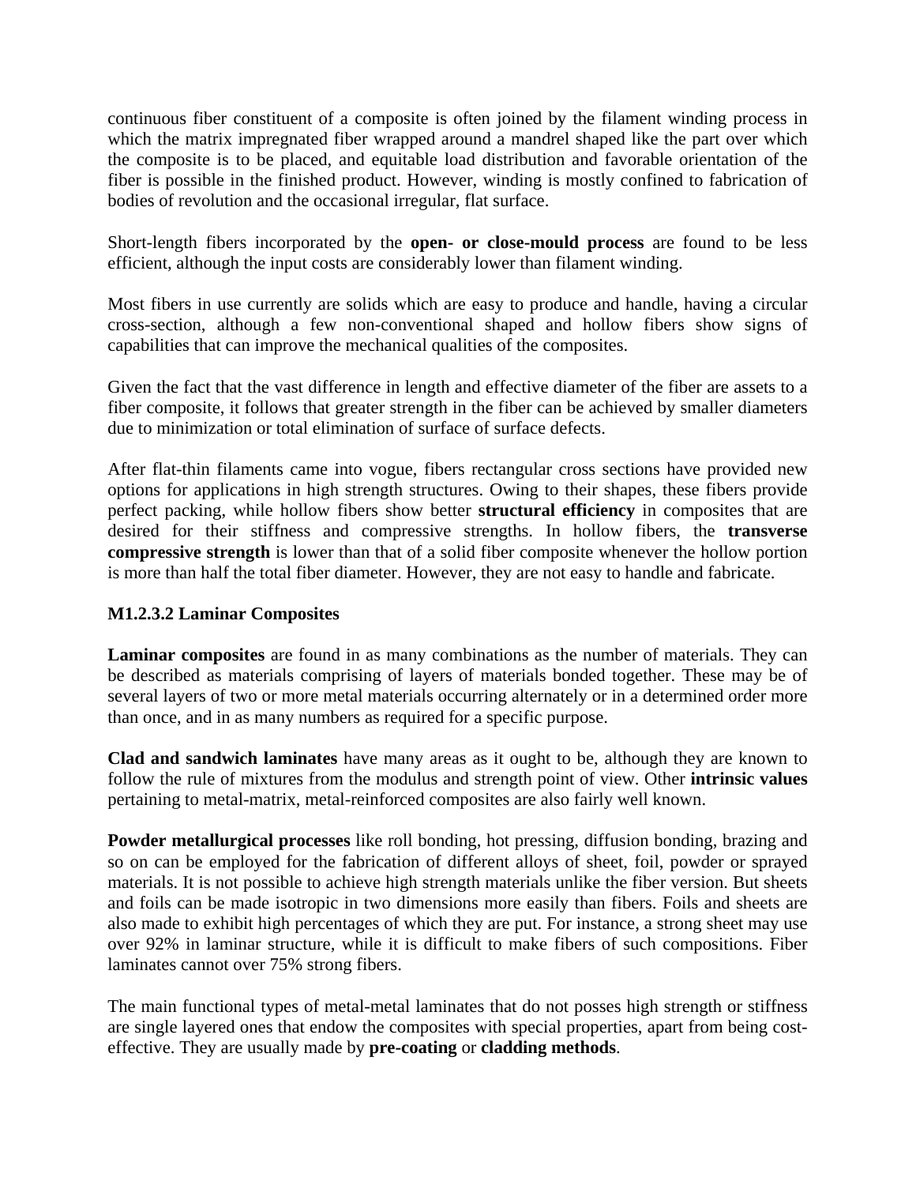continuous fiber constituent of a composite is often joined by the filament winding process in which the matrix impregnated fiber wrapped around a mandrel shaped like the part over which the composite is to be placed, and equitable load distribution and favorable orientation of the fiber is possible in the finished product. However, winding is mostly confined to fabrication of bodies of revolution and the occasional irregular, flat surface.

Short-length fibers incorporated by the **open- or close-mould process** are found to be less efficient, although the input costs are considerably lower than filament winding.

Most fibers in use currently are solids which are easy to produce and handle, having a circular cross-section, although a few non-conventional shaped and hollow fibers show signs of capabilities that can improve the mechanical qualities of the composites.

Given the fact that the vast difference in length and effective diameter of the fiber are assets to a fiber composite, it follows that greater strength in the fiber can be achieved by smaller diameters due to minimization or total elimination of surface of surface defects.

After flat-thin filaments came into vogue, fibers rectangular cross sections have provided new options for applications in high strength structures. Owing to their shapes, these fibers provide perfect packing, while hollow fibers show better **structural efficiency** in composites that are desired for their stiffness and compressive strengths. In hollow fibers, the **transverse compressive strength** is lower than that of a solid fiber composite whenever the hollow portion is more than half the total fiber diameter. However, they are not easy to handle and fabricate.

### M1.2.3.2 Laminar Composites

**Laminar composites** are found in as many combinations as the number of materials. They can be described as materials comprising of layers of materials bonded together. These may be of several layers of two or more metal materials occurring alternately or in a determined order more than once, and in as many numbers as required for a specific purpose.

**Clad and sandwich laminates** have many areas as it ought to be, although they are known to follow the rule of mixtures from the modulus and strength point of view. Other **intrinsic values** pertaining to metal-matrix, metal-reinforced composites are also fairly well known.

**Powder metallurgical processes** like roll bonding, hot pressing, diffusion bonding, brazing and so on can be employed for the fabrication of different alloys of sheet, foil, powder or sprayed materials. It is not possible to achieve high strength materials unlike the fiber version. But sheets and foils can be made isotropic in two dimensions more easily than fibers. Foils and sheets are also made to exhibit high percentages of which they are put. For instance, a strong sheet may use over 92% in laminar structure, while it is difficult to make fibers of such compositions. Fiber laminates cannot over 75% strong fibers.

The main functional types of metal-metal laminates that do not posses high strength or stiffness are single layered ones that endow the composites with special properties, apart from being cost-effective. They are usually made by **pre-coating** or **cladding methods**.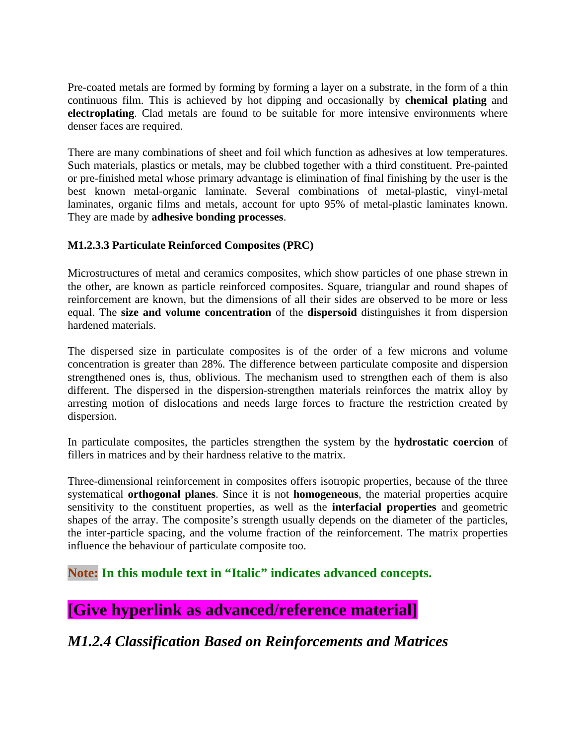Pre-coated metals are formed by forming by forming a layer on a substrate, in the form of a thin continuous film. This is achieved by hot dipping and occasionally by **chemical plating** and **electroplating**. Clad metals are found to be suitable for more intensive environments where denser faces are required.

There are many combinations of sheet and foil which function as adhesives at low temperatures. Such materials, plastics or metals, may be clubbed together with a third constituent. Pre-painted or pre-finished metal whose primary advantage is elimination of final finishing by the user is the best known metal-organic laminate. Several combinations of metal-plastic, vinyl-metal laminates, organic films and metals, account for upto 95% of metal-plastic laminates known. They are made by **adhesive bonding processes**.

#### M1.2.3.3 Particulate Reinforced Composites (PRC)

Microstructures of metal and ceramics composites, which show particles of one phase strewn in the other, are known as particle reinforced composites. Square, triangular and round shapes of reinforcement are known, but the dimensions of all their sides are observed to be more or less equal. The **size and volume concentration** of the **dispersoid** distinguishes it from dispersion hardened materials.

The dispersed size in particulate composites is of the order of a few microns and volume concentration is greater than 28%. The difference between particulate composite and dispersion strengthened ones is, thus, oblivious. The mechanism used to strengthen each of them is also different. The dispersed in the dispersion-strengthen materials reinforces the matrix alloy by arresting motion of dislocations and needs large forces to fracture the restriction created by dispersion.

In particulate composites, the particles strengthen the system by the **hydrostatic coercion** of fillers in matrices and by their hardness relative to the matrix.

Three-dimensional reinforcement in composites offers isotropic properties, because of the three systematical **orthogonal planes**. Since it is not **homogeneous**, the material properties acquire sensitivity to the constituent properties, as well as the **interfacial properties** and geometric shapes of the array. The composite's strength usually depends on the diameter of the particles, the inter-particle spacing, and the volume fraction of the reinforcement. The matrix properties influence the behaviour of particulate composite too.

**Note: In this module text in "Italic" indicates advanced concepts.**

## [Give hyperlink as advanced/reference material]

### *M1.2.4 Classification Based on Reinforcements and Matrices*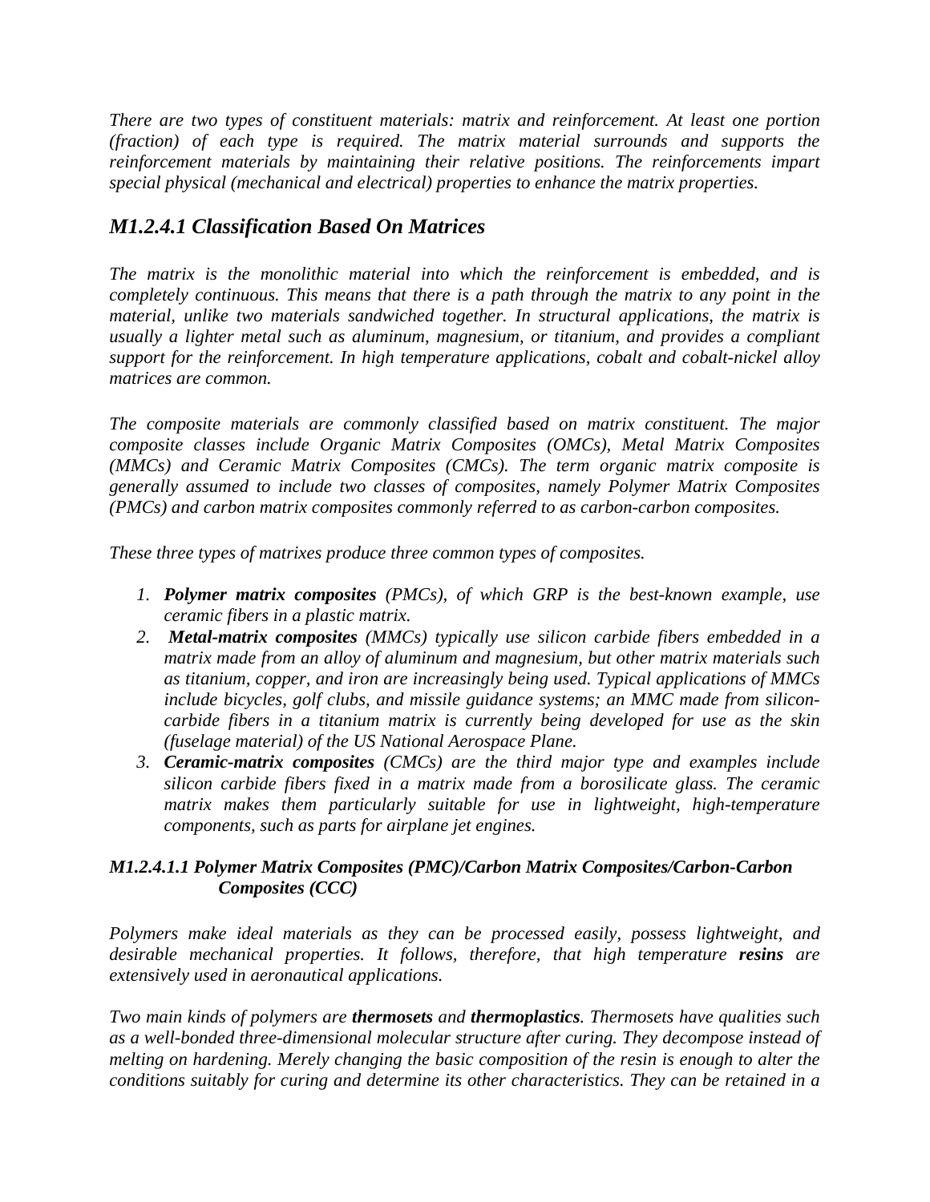*There are two types of constituent materials: matrix and reinforcement. At least one portion (fraction) of each type is required. The matrix material surrounds and supports the reinforcement materials by maintaining their relative positions. The reinforcements impart special physical (mechanical and electrical) properties to enhance the matrix properties.*

## *M1.2.4.1 Classification Based On Matrices*

*The matrix is the monolithic material into which the reinforcement is embedded, and is completely continuous. This means that there is a path through the matrix to any point in the material, unlike two materials sandwiched together. In structural applications, the matrix is usually a lighter metal such as aluminum, magnesium, or titanium, and provides a compliant support for the reinforcement. In high temperature applications, cobalt and cobalt-nickel alloy matrices are common.*

*The composite materials are commonly classified based on matrix constituent. The major composite classes include Organic Matrix Composites (OMCs), Metal Matrix Composites (MMCs) and Ceramic Matrix Composites (CMCs). The term organic matrix composite is generally assumed to include two classes of composites, namely Polymer Matrix Composites (PMCs) and carbon matrix composites commonly referred to as carbon-carbon composites.*

*These three types of matrixes produce three common types of composites.*

1. ***Polymer matrix composites** (PMCs), of which GRP is the best-known example, use ceramic fibers in a plastic matrix.*
2. ***Metal-matrix composites** (MMCs) typically use silicon carbide fibers embedded in a matrix made from an alloy of aluminum and magnesium, but other matrix materials such as titanium, copper, and iron are increasingly being used. Typical applications of MMCs include bicycles, golf clubs, and missile guidance systems; an MMC made from silicon-carbide fibers in a titanium matrix is currently being developed for use as the skin (fuselage material) of the US National Aerospace Plane.*
3. ***Ceramic-matrix composites** (CMCs) are the third major type and examples include silicon carbide fibers fixed in a matrix made from a borosilicate glass. The ceramic matrix makes them particularly suitable for use in lightweight, high-temperature components, such as parts for airplane jet engines.*

#### *M1.2.4.1.1 Polymer Matrix Composites (PMC)/Carbon Matrix Composites/Carbon-Carbon Composites (CCC)*

*Polymers make ideal materials as they can be processed easily, possess lightweight, and desirable mechanical properties. It follows, therefore, that high temperature **resins** are extensively used in aeronautical applications.*

*Two main kinds of polymers are **thermosets** and **thermoplastics**. Thermosets have qualities such as a well-bonded three-dimensional molecular structure after curing. They decompose instead of melting on hardening. Merely changing the basic composition of the resin is enough to alter the conditions suitably for curing and determine its other characteristics. They can be retained in a*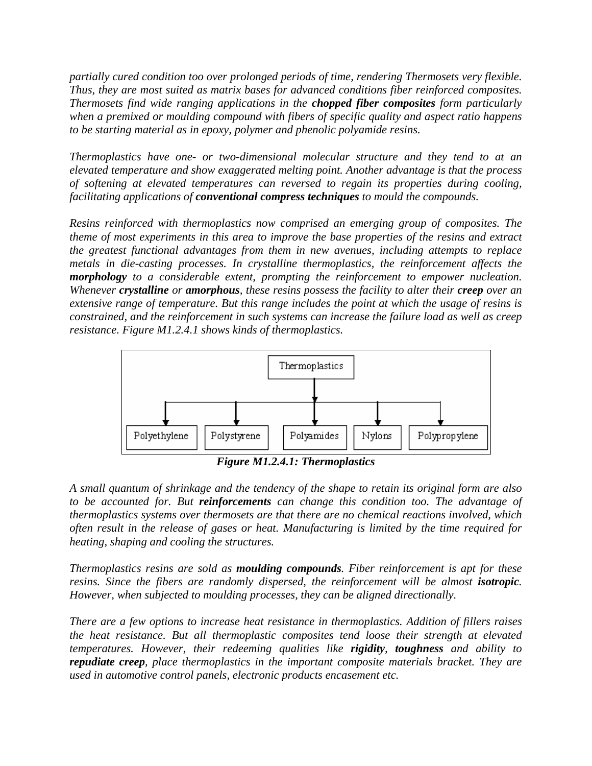*partially cured condition too over prolonged periods of time, rendering Thermosets very flexible. Thus, they are most suited as matrix bases for advanced conditions fiber reinforced composites. Thermosets find wide ranging applications in the* ***chopped fiber composites*** *form particularly when a premixed or moulding compound with fibers of specific quality and aspect ratio happens to be starting material as in epoxy, polymer and phenolic polyamide resins.*

*Thermoplastics have one- or two-dimensional molecular structure and they tend to at an elevated temperature and show exaggerated melting point. Another advantage is that the process of softening at elevated temperatures can reversed to regain its properties during cooling, facilitating applications of* ***conventional compress techniques*** *to mould the compounds.*

*Resins reinforced with thermoplastics now comprised an emerging group of composites. The theme of most experiments in this area to improve the base properties of the resins and extract the greatest functional advantages from them in new avenues, including attempts to replace metals in die-casting processes. In crystalline thermoplastics, the reinforcement affects the* ***morphology*** *to a considerable extent, prompting the reinforcement to empower nucleation. Whenever* ***crystalline*** *or* ***amorphous****, these resins possess the facility to alter their* ***creep*** *over an extensive range of temperature. But this range includes the point at which the usage of resins is constrained, and the reinforcement in such systems can increase the failure load as well as creep resistance. Figure M1.2.4.1 shows kinds of thermoplastics.*

Thermoplastics
- Polyethylene
- Polystyrene
- Polyamides
- Nylons
- Polypropylene

***Figure M1.2.4.1: Thermoplastics***

*A small quantum of shrinkage and the tendency of the shape to retain its original form are also to be accounted for. But* ***reinforcements*** *can change this condition too. The advantage of thermoplastics systems over thermosets are that there are no chemical reactions involved, which often result in the release of gases or heat. Manufacturing is limited by the time required for heating, shaping and cooling the structures.*

*Thermoplastics resins are sold as* ***moulding compounds****. Fiber reinforcement is apt for these resins. Since the fibers are randomly dispersed, the reinforcement will be almost* ***isotropic****. However, when subjected to moulding processes, they can be aligned directionally.*

*There are a few options to increase heat resistance in thermoplastics. Addition of fillers raises the heat resistance. But all thermoplastic composites tend loose their strength at elevated temperatures. However, their redeeming qualities like* ***rigidity****,* ***toughness*** *and ability to* ***repudiate creep****, place thermoplastics in the important composite materials bracket. They are used in automotive control panels, electronic products encasement etc.*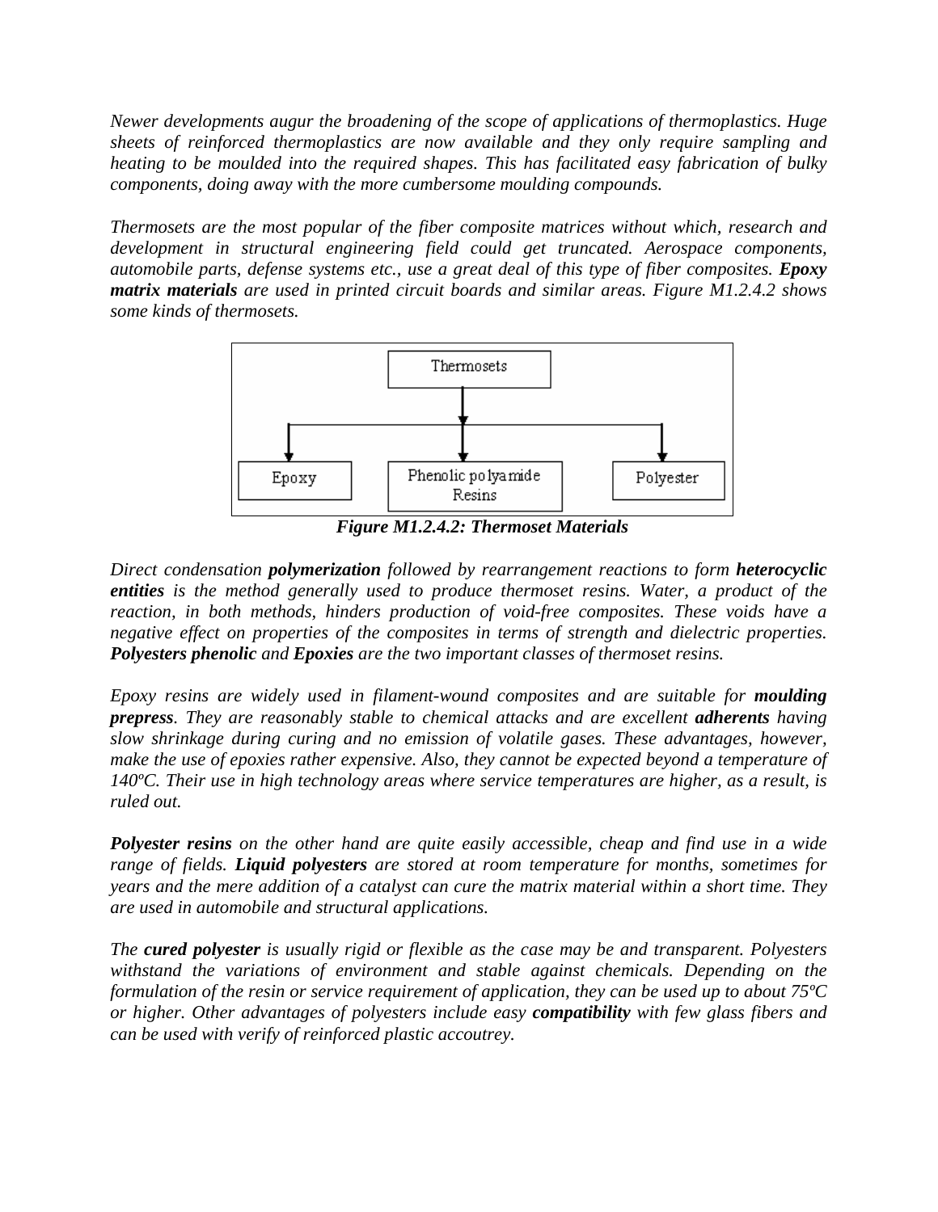*Newer developments augur the broadening of the scope of applications of thermoplastics. Huge sheets of reinforced thermoplastics are now available and they only require sampling and heating to be moulded into the required shapes. This has facilitated easy fabrication of bulky components, doing away with the more cumbersome moulding compounds.*

*Thermosets are the most popular of the fiber composite matrices without which, research and development in structural engineering field could get truncated. Aerospace components, automobile parts, defense systems etc., use a great deal of this type of fiber composites.* ***Epoxy matrix materials*** *are used in printed circuit boards and similar areas. Figure M1.2.4.2 shows some kinds of thermosets.*

```
                 Thermosets
                     |
     ---------------------------------
     |               |               |
   Epoxy     Phenolic polyamide   Polyester
                  Resins
```

***Figure M1.2.4.2: Thermoset Materials***

*Direct condensation* ***polymerization*** *followed by rearrangement reactions to form* ***heterocyclic entities*** *is the method generally used to produce thermoset resins. Water, a product of the reaction, in both methods, hinders production of void-free composites. These voids have a negative effect on properties of the composites in terms of strength and dielectric properties.* ***Polyesters phenolic*** *and* ***Epoxies*** *are the two important classes of thermoset resins.*

*Epoxy resins are widely used in filament-wound composites and are suitable for* ***moulding prepress****. They are reasonably stable to chemical attacks and are excellent* ***adherents*** *having slow shrinkage during curing and no emission of volatile gases. These advantages, however, make the use of epoxies rather expensive. Also, they cannot be expected beyond a temperature of 140ºC. Their use in high technology areas where service temperatures are higher, as a result, is ruled out.*

***Polyester resins*** *on the other hand are quite easily accessible, cheap and find use in a wide range of fields.* ***Liquid polyesters*** *are stored at room temperature for months, sometimes for years and the mere addition of a catalyst can cure the matrix material within a short time. They are used in automobile and structural applications.*

*The* ***cured polyester*** *is usually rigid or flexible as the case may be and transparent. Polyesters withstand the variations of environment and stable against chemicals. Depending on the formulation of the resin or service requirement of application, they can be used up to about 75ºC or higher. Other advantages of polyesters include easy* ***compatibility*** *with few glass fibers and can be used with verify of reinforced plastic accoutrey.*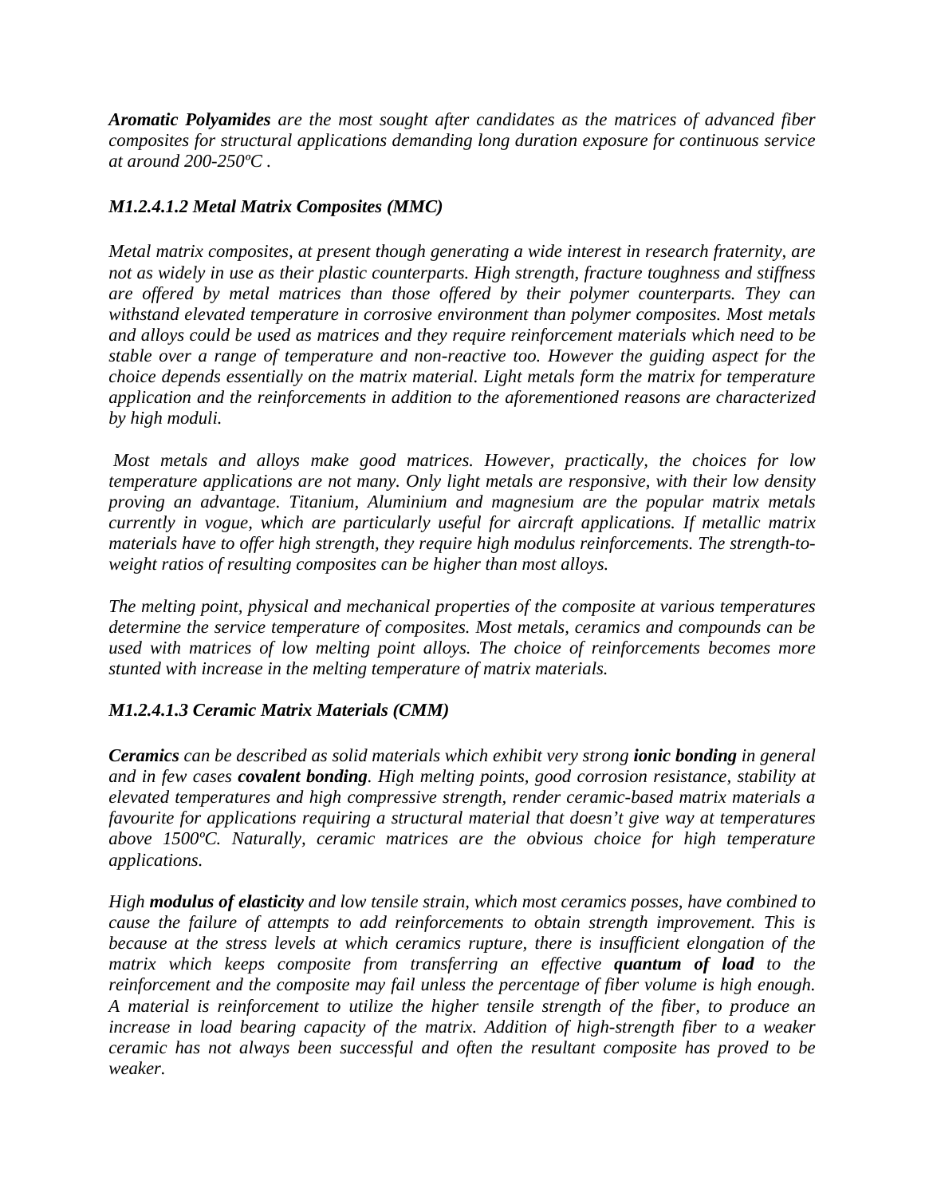***Aromatic Polyamides*** *are the most sought after candidates as the matrices of advanced fiber composites for structural applications demanding long duration exposure for continuous service at around 200-250ºC .*

### *M1.2.4.1.2 Metal Matrix Composites (MMC)*

*Metal matrix composites, at present though generating a wide interest in research fraternity, are not as widely in use as their plastic counterparts. High strength, fracture toughness and stiffness are offered by metal matrices than those offered by their polymer counterparts. They can withstand elevated temperature in corrosive environment than polymer composites. Most metals and alloys could be used as matrices and they require reinforcement materials which need to be stable over a range of temperature and non-reactive too. However the guiding aspect for the choice depends essentially on the matrix material. Light metals form the matrix for temperature application and the reinforcements in addition to the aforementioned reasons are characterized by high moduli.*

*Most metals and alloys make good matrices. However, practically, the choices for low temperature applications are not many. Only light metals are responsive, with their low density proving an advantage. Titanium, Aluminium and magnesium are the popular matrix metals currently in vogue, which are particularly useful for aircraft applications. If metallic matrix materials have to offer high strength, they require high modulus reinforcements. The strength-to-weight ratios of resulting composites can be higher than most alloys.*

*The melting point, physical and mechanical properties of the composite at various temperatures determine the service temperature of composites. Most metals, ceramics and compounds can be used with matrices of low melting point alloys. The choice of reinforcements becomes more stunted with increase in the melting temperature of matrix materials.*

### *M1.2.4.1.3 Ceramic Matrix Materials (CMM)*

***Ceramics*** *can be described as solid materials which exhibit very strong* ***ionic bonding*** *in general and in few cases* ***covalent bonding****. High melting points, good corrosion resistance, stability at elevated temperatures and high compressive strength, render ceramic-based matrix materials a favourite for applications requiring a structural material that doesn't give way at temperatures above 1500ºC. Naturally, ceramic matrices are the obvious choice for high temperature applications.*

*High* ***modulus of elasticity*** *and low tensile strain, which most ceramics posses, have combined to cause the failure of attempts to add reinforcements to obtain strength improvement. This is because at the stress levels at which ceramics rupture, there is insufficient elongation of the matrix which keeps composite from transferring an effective* ***quantum of load*** *to the reinforcement and the composite may fail unless the percentage of fiber volume is high enough. A material is reinforcement to utilize the higher tensile strength of the fiber, to produce an increase in load bearing capacity of the matrix. Addition of high-strength fiber to a weaker ceramic has not always been successful and often the resultant composite has proved to be weaker.*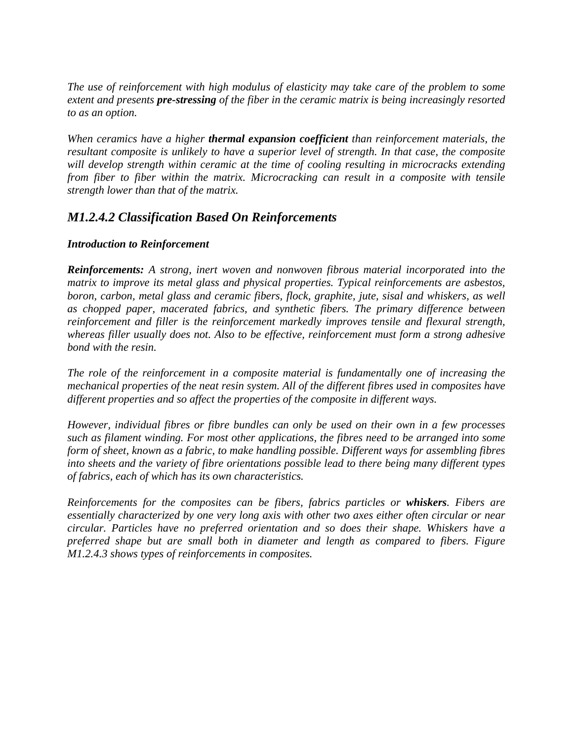*The use of reinforcement with high modulus of elasticity may take care of the problem to some extent and presents* ***pre-stressing*** *of the fiber in the ceramic matrix is being increasingly resorted to as an option.*

*When ceramics have a higher* ***thermal expansion coefficient*** *than reinforcement materials, the resultant composite is unlikely to have a superior level of strength. In that case, the composite will develop strength within ceramic at the time of cooling resulting in microcracks extending from fiber to fiber within the matrix. Microcracking can result in a composite with tensile strength lower than that of the matrix.*

## *M1.2.4.2 Classification Based On Reinforcements*

***Introduction to Reinforcement***

***Reinforcements:*** *A strong, inert woven and nonwoven fibrous material incorporated into the matrix to improve its metal glass and physical properties. Typical reinforcements are asbestos, boron, carbon, metal glass and ceramic fibers, flock, graphite, jute, sisal and whiskers, as well as chopped paper, macerated fabrics, and synthetic fibers. The primary difference between reinforcement and filler is the reinforcement markedly improves tensile and flexural strength, whereas filler usually does not. Also to be effective, reinforcement must form a strong adhesive bond with the resin.*

*The role of the reinforcement in a composite material is fundamentally one of increasing the mechanical properties of the neat resin system. All of the different fibres used in composites have different properties and so affect the properties of the composite in different ways.*

*However, individual fibres or fibre bundles can only be used on their own in a few processes such as filament winding. For most other applications, the fibres need to be arranged into some form of sheet, known as a fabric, to make handling possible. Different ways for assembling fibres into sheets and the variety of fibre orientations possible lead to there being many different types of fabrics, each of which has its own characteristics.*

*Reinforcements for the composites can be fibers, fabrics particles or* ***whiskers****. Fibers are essentially characterized by one very long axis with other two axes either often circular or near circular. Particles have no preferred orientation and so does their shape. Whiskers have a preferred shape but are small both in diameter and length as compared to fibers. Figure M1.2.4.3 shows types of reinforcements in composites.*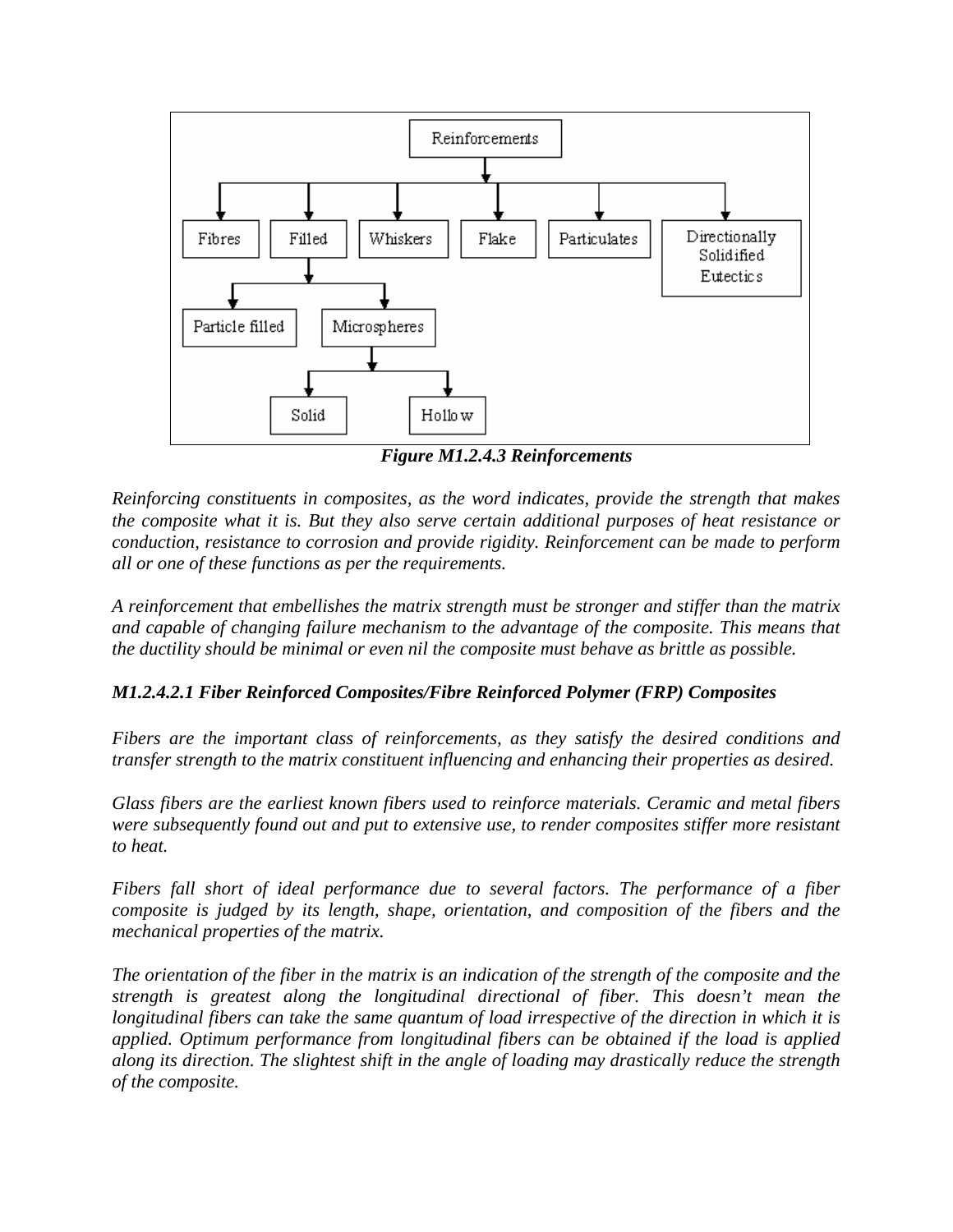*Figure M1.2.4.3 Reinforcements*

*Reinforcing constituents in composites, as the word indicates, provide the strength that makes the composite what it is. But they also serve certain additional purposes of heat resistance or conduction, resistance to corrosion and provide rigidity. Reinforcement can be made to perform all or one of these functions as per the requirements.*

*A reinforcement that embellishes the matrix strength must be stronger and stiffer than the matrix and capable of changing failure mechanism to the advantage of the composite. This means that the ductility should be minimal or even nil the composite must behave as brittle as possible.*

### *M1.2.4.2.1 Fiber Reinforced Composites/Fibre Reinforced Polymer (FRP) Composites*

*Fibers are the important class of reinforcements, as they satisfy the desired conditions and transfer strength to the matrix constituent influencing and enhancing their properties as desired.*

*Glass fibers are the earliest known fibers used to reinforce materials. Ceramic and metal fibers were subsequently found out and put to extensive use, to render composites stiffer more resistant to heat.*

*Fibers fall short of ideal performance due to several factors. The performance of a fiber composite is judged by its length, shape, orientation, and composition of the fibers and the mechanical properties of the matrix.*

*The orientation of the fiber in the matrix is an indication of the strength of the composite and the strength is greatest along the longitudinal directional of fiber. This doesn't mean the longitudinal fibers can take the same quantum of load irrespective of the direction in which it is applied. Optimum performance from longitudinal fibers can be obtained if the load is applied along its direction. The slightest shift in the angle of loading may drastically reduce the strength of the composite.*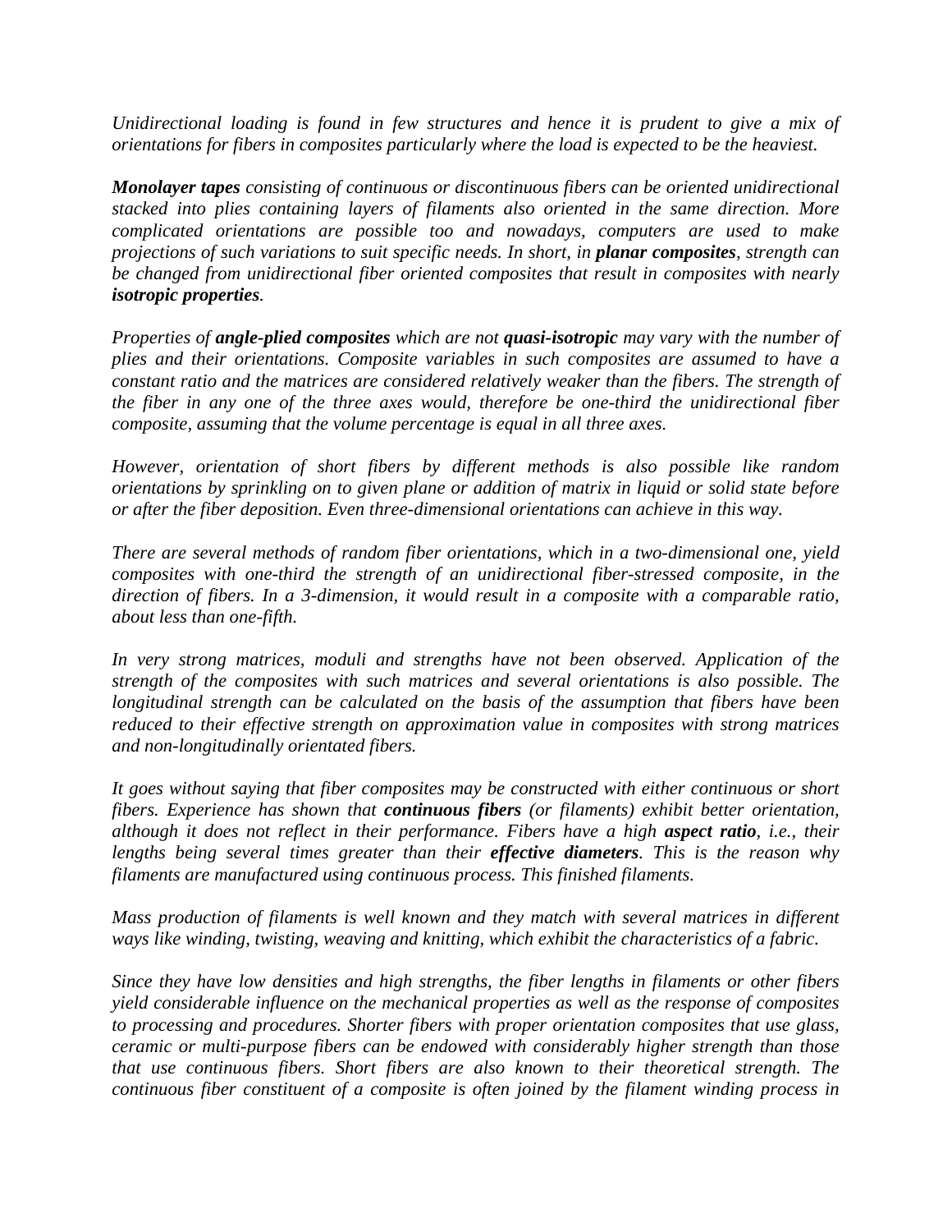*Unidirectional loading is found in few structures and hence it is prudent to give a mix of orientations for fibers in composites particularly where the load is expected to be the heaviest.*

***Monolayer tapes*** *consisting of continuous or discontinuous fibers can be oriented unidirectional stacked into plies containing layers of filaments also oriented in the same direction. More complicated orientations are possible too and nowadays, computers are used to make projections of such variations to suit specific needs. In short, in* ***planar composites****, strength can be changed from unidirectional fiber oriented composites that result in composites with nearly* ***isotropic properties****.*

*Properties of* ***angle-plied composites*** *which are not* ***quasi-isotropic*** *may vary with the number of plies and their orientations. Composite variables in such composites are assumed to have a constant ratio and the matrices are considered relatively weaker than the fibers. The strength of the fiber in any one of the three axes would, therefore be one-third the unidirectional fiber composite, assuming that the volume percentage is equal in all three axes.*

*However, orientation of short fibers by different methods is also possible like random orientations by sprinkling on to given plane or addition of matrix in liquid or solid state before or after the fiber deposition. Even three-dimensional orientations can achieve in this way.*

*There are several methods of random fiber orientations, which in a two-dimensional one, yield composites with one-third the strength of an unidirectional fiber-stressed composite, in the direction of fibers. In a 3-dimension, it would result in a composite with a comparable ratio, about less than one-fifth.*

*In very strong matrices, moduli and strengths have not been observed. Application of the strength of the composites with such matrices and several orientations is also possible. The longitudinal strength can be calculated on the basis of the assumption that fibers have been reduced to their effective strength on approximation value in composites with strong matrices and non-longitudinally orientated fibers.*

*It goes without saying that fiber composites may be constructed with either continuous or short fibers. Experience has shown that* ***continuous fibers*** *(or filaments) exhibit better orientation, although it does not reflect in their performance. Fibers have a high* ***aspect ratio****, i.e., their lengths being several times greater than their* ***effective diameters****. This is the reason why filaments are manufactured using continuous process. This finished filaments.*

*Mass production of filaments is well known and they match with several matrices in different ways like winding, twisting, weaving and knitting, which exhibit the characteristics of a fabric.*

*Since they have low densities and high strengths, the fiber lengths in filaments or other fibers yield considerable influence on the mechanical properties as well as the response of composites to processing and procedures. Shorter fibers with proper orientation composites that use glass, ceramic or multi-purpose fibers can be endowed with considerably higher strength than those that use continuous fibers. Short fibers are also known to their theoretical strength. The continuous fiber constituent of a composite is often joined by the filament winding process in*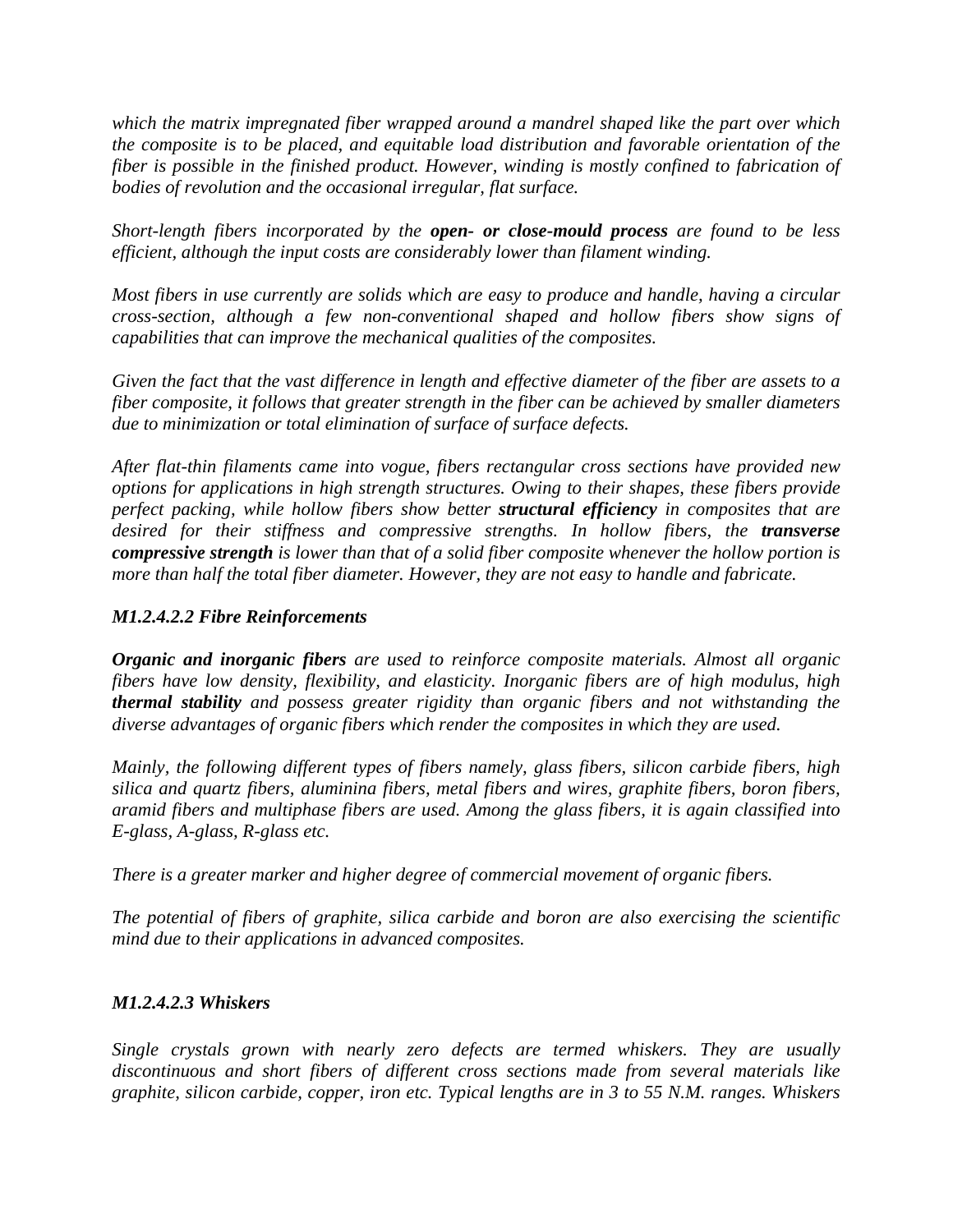*which the matrix impregnated fiber wrapped around a mandrel shaped like the part over which the composite is to be placed, and equitable load distribution and favorable orientation of the fiber is possible in the finished product. However, winding is mostly confined to fabrication of bodies of revolution and the occasional irregular, flat surface.*

*Short-length fibers incorporated by the **open- or close-mould process** are found to be less efficient, although the input costs are considerably lower than filament winding.*

*Most fibers in use currently are solids which are easy to produce and handle, having a circular cross-section, although a few non-conventional shaped and hollow fibers show signs of capabilities that can improve the mechanical qualities of the composites.*

*Given the fact that the vast difference in length and effective diameter of the fiber are assets to a fiber composite, it follows that greater strength in the fiber can be achieved by smaller diameters due to minimization or total elimination of surface of surface defects.*

*After flat-thin filaments came into vogue, fibers rectangular cross sections have provided new options for applications in high strength structures. Owing to their shapes, these fibers provide perfect packing, while hollow fibers show better **structural efficiency** in composites that are desired for their stiffness and compressive strengths. In hollow fibers, the **transverse compressive strength** is lower than that of a solid fiber composite whenever the hollow portion is more than half the total fiber diameter. However, they are not easy to handle and fabricate.*

### *M1.2.4.2.2 Fibre Reinforcements*

***Organic and inorganic fibers** are used to reinforce composite materials. Almost all organic fibers have low density, flexibility, and elasticity. Inorganic fibers are of high modulus, high **thermal stability** and possess greater rigidity than organic fibers and not withstanding the diverse advantages of organic fibers which render the composites in which they are used.*

*Mainly, the following different types of fibers namely, glass fibers, silicon carbide fibers, high silica and quartz fibers, aluminina fibers, metal fibers and wires, graphite fibers, boron fibers, aramid fibers and multiphase fibers are used. Among the glass fibers, it is again classified into E-glass, A-glass, R-glass etc.*

*There is a greater marker and higher degree of commercial movement of organic fibers.*

*The potential of fibers of graphite, silica carbide and boron are also exercising the scientific mind due to their applications in advanced composites.*

### *M1.2.4.2.3 Whiskers*

*Single crystals grown with nearly zero defects are termed whiskers. They are usually discontinuous and short fibers of different cross sections made from several materials like graphite, silicon carbide, copper, iron etc. Typical lengths are in 3 to 55 N.M. ranges. Whiskers*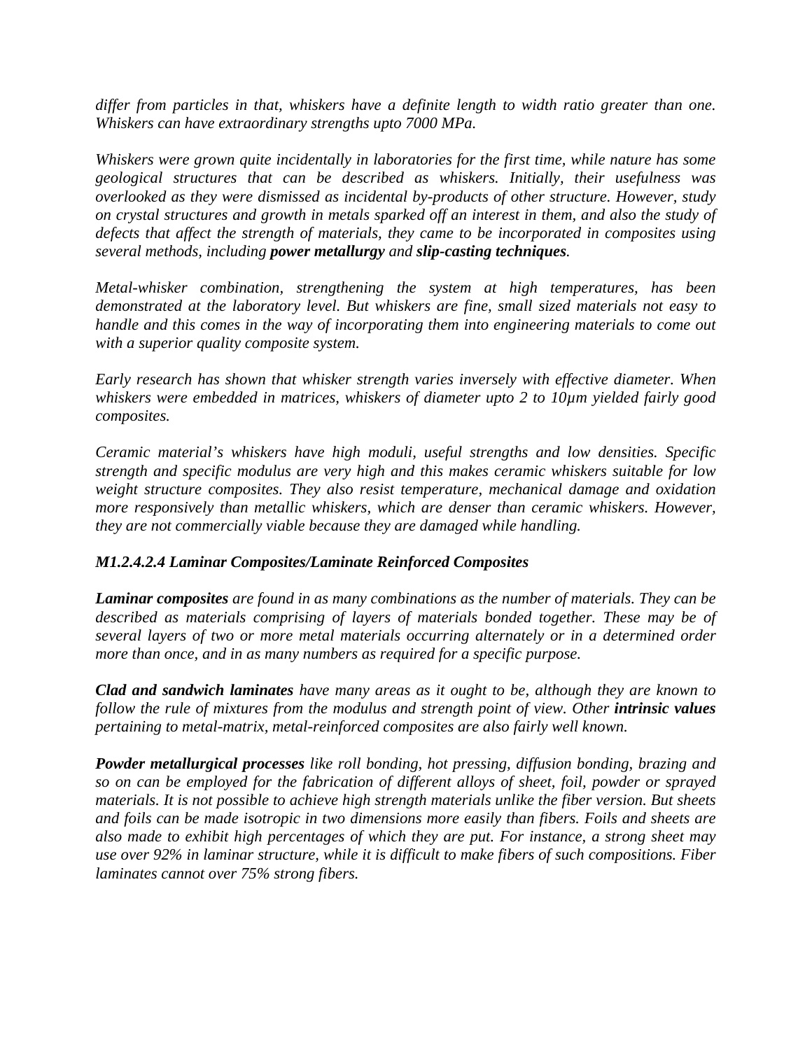*differ from particles in that, whiskers have a definite length to width ratio greater than one. Whiskers can have extraordinary strengths upto 7000 MPa.*

*Whiskers were grown quite incidentally in laboratories for the first time, while nature has some geological structures that can be described as whiskers. Initially, their usefulness was overlooked as they were dismissed as incidental by-products of other structure. However, study on crystal structures and growth in metals sparked off an interest in them, and also the study of defects that affect the strength of materials, they came to be incorporated in composites using several methods, including* ***power metallurgy*** *and* ***slip-casting techniques****.*

*Metal-whisker combination, strengthening the system at high temperatures, has been demonstrated at the laboratory level. But whiskers are fine, small sized materials not easy to handle and this comes in the way of incorporating them into engineering materials to come out with a superior quality composite system.*

*Early research has shown that whisker strength varies inversely with effective diameter. When whiskers were embedded in matrices, whiskers of diameter upto 2 to 10µm yielded fairly good composites.*

*Ceramic material's whiskers have high moduli, useful strengths and low densities. Specific strength and specific modulus are very high and this makes ceramic whiskers suitable for low weight structure composites. They also resist temperature, mechanical damage and oxidation more responsively than metallic whiskers, which are denser than ceramic whiskers. However, they are not commercially viable because they are damaged while handling.*

### *M1.2.4.2.4 Laminar Composites/Laminate Reinforced Composites*

***Laminar composites*** *are found in as many combinations as the number of materials. They can be described as materials comprising of layers of materials bonded together. These may be of several layers of two or more metal materials occurring alternately or in a determined order more than once, and in as many numbers as required for a specific purpose.*

***Clad and sandwich laminates*** *have many areas as it ought to be, although they are known to follow the rule of mixtures from the modulus and strength point of view. Other* ***intrinsic values*** *pertaining to metal-matrix, metal-reinforced composites are also fairly well known.*

***Powder metallurgical processes*** *like roll bonding, hot pressing, diffusion bonding, brazing and so on can be employed for the fabrication of different alloys of sheet, foil, powder or sprayed materials. It is not possible to achieve high strength materials unlike the fiber version. But sheets and foils can be made isotropic in two dimensions more easily than fibers. Foils and sheets are also made to exhibit high percentages of which they are put. For instance, a strong sheet may use over 92% in laminar structure, while it is difficult to make fibers of such compositions. Fiber laminates cannot over 75% strong fibers.*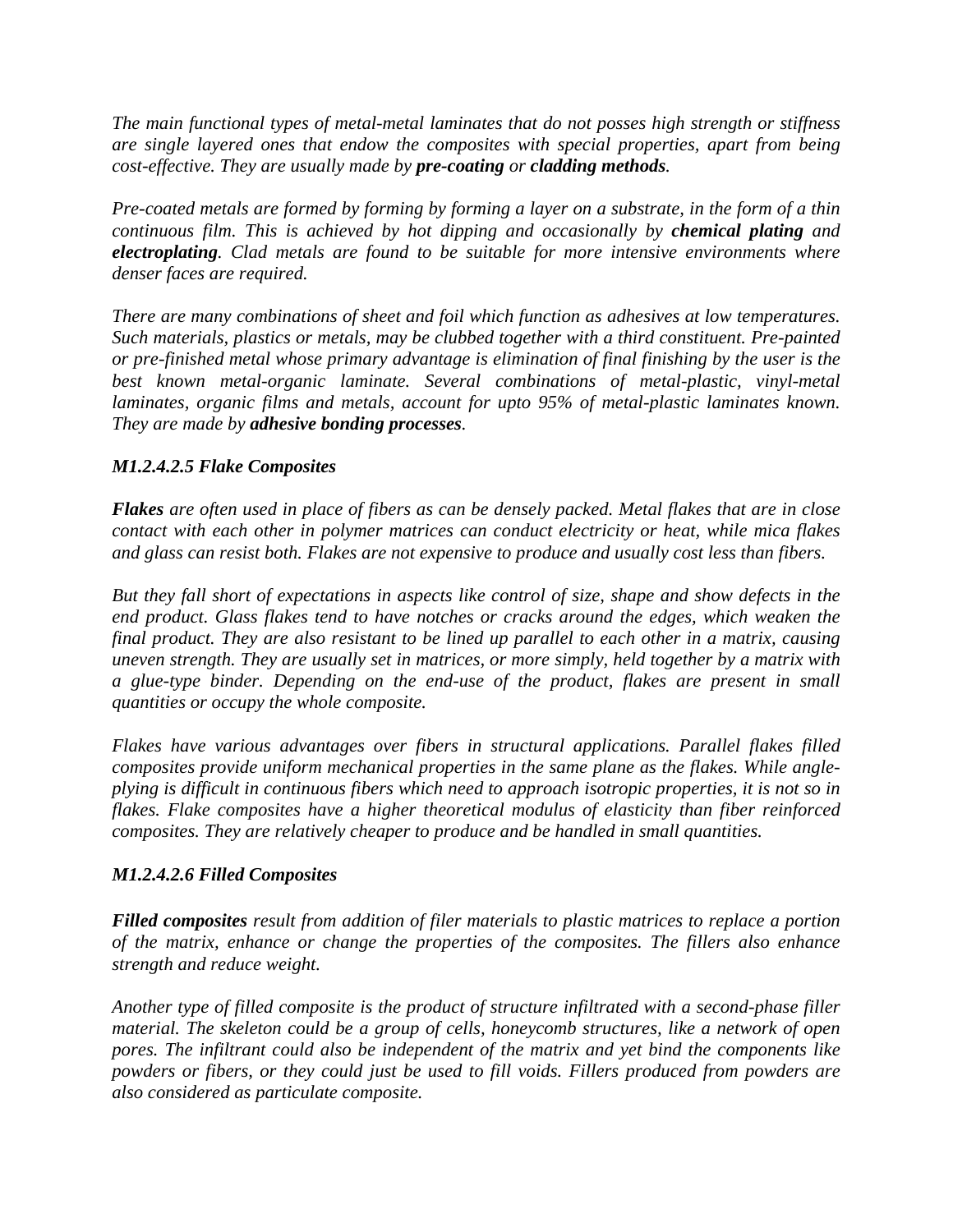*The main functional types of metal-metal laminates that do not posses high strength or stiffness are single layered ones that endow the composites with special properties, apart from being cost-effective. They are usually made by **pre-coating** or **cladding methods**.*

*Pre-coated metals are formed by forming by forming a layer on a substrate, in the form of a thin continuous film. This is achieved by hot dipping and occasionally by **chemical plating** and **electroplating**. Clad metals are found to be suitable for more intensive environments where denser faces are required.*

*There are many combinations of sheet and foil which function as adhesives at low temperatures. Such materials, plastics or metals, may be clubbed together with a third constituent. Pre-painted or pre-finished metal whose primary advantage is elimination of final finishing by the user is the best known metal-organic laminate. Several combinations of metal-plastic, vinyl-metal laminates, organic films and metals, account for upto 95% of metal-plastic laminates known. They are made by **adhesive bonding processes**.*

### *M1.2.4.2.5 Flake Composites*

***Flakes** are often used in place of fibers as can be densely packed. Metal flakes that are in close contact with each other in polymer matrices can conduct electricity or heat, while mica flakes and glass can resist both. Flakes are not expensive to produce and usually cost less than fibers.*

*But they fall short of expectations in aspects like control of size, shape and show defects in the end product. Glass flakes tend to have notches or cracks around the edges, which weaken the final product. They are also resistant to be lined up parallel to each other in a matrix, causing uneven strength. They are usually set in matrices, or more simply, held together by a matrix with a glue-type binder. Depending on the end-use of the product, flakes are present in small quantities or occupy the whole composite.*

*Flakes have various advantages over fibers in structural applications. Parallel flakes filled composites provide uniform mechanical properties in the same plane as the flakes. While angle-plying is difficult in continuous fibers which need to approach isotropic properties, it is not so in flakes. Flake composites have a higher theoretical modulus of elasticity than fiber reinforced composites. They are relatively cheaper to produce and be handled in small quantities.*

### *M1.2.4.2.6 Filled Composites*

***Filled composites** result from addition of filer materials to plastic matrices to replace a portion of the matrix, enhance or change the properties of the composites. The fillers also enhance strength and reduce weight.*

*Another type of filled composite is the product of structure infiltrated with a second-phase filler material. The skeleton could be a group of cells, honeycomb structures, like a network of open pores. The infiltrant could also be independent of the matrix and yet bind the components like powders or fibers, or they could just be used to fill voids. Fillers produced from powders are also considered as particulate composite.*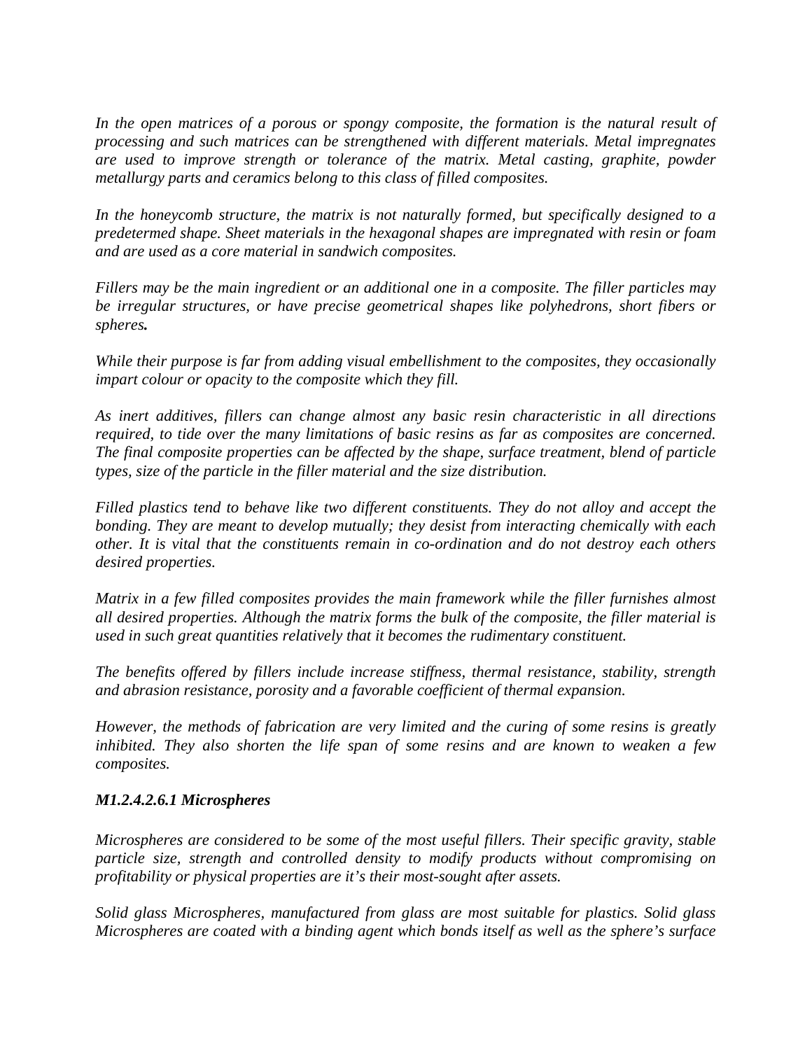*In the open matrices of a porous or spongy composite, the formation is the natural result of processing and such matrices can be strengthened with different materials. Metal impregnates are used to improve strength or tolerance of the matrix. Metal casting, graphite, powder metallurgy parts and ceramics belong to this class of filled composites.*

*In the honeycomb structure, the matrix is not naturally formed, but specifically designed to a predetermed shape. Sheet materials in the hexagonal shapes are impregnated with resin or foam and are used as a core material in sandwich composites.*

*Fillers may be the main ingredient or an additional one in a composite. The filler particles may be irregular structures, or have precise geometrical shapes like polyhedrons, short fibers or spheres.*

*While their purpose is far from adding visual embellishment to the composites, they occasionally impart colour or opacity to the composite which they fill.*

*As inert additives, fillers can change almost any basic resin characteristic in all directions required, to tide over the many limitations of basic resins as far as composites are concerned. The final composite properties can be affected by the shape, surface treatment, blend of particle types, size of the particle in the filler material and the size distribution.*

*Filled plastics tend to behave like two different constituents. They do not alloy and accept the bonding. They are meant to develop mutually; they desist from interacting chemically with each other. It is vital that the constituents remain in co-ordination and do not destroy each others desired properties.*

*Matrix in a few filled composites provides the main framework while the filler furnishes almost all desired properties. Although the matrix forms the bulk of the composite, the filler material is used in such great quantities relatively that it becomes the rudimentary constituent.*

*The benefits offered by fillers include increase stiffness, thermal resistance, stability, strength and abrasion resistance, porosity and a favorable coefficient of thermal expansion.*

*However, the methods of fabrication are very limited and the curing of some resins is greatly inhibited. They also shorten the life span of some resins and are known to weaken a few composites.*

#### ***M1.2.4.2.6.1 Microspheres***

*Microspheres are considered to be some of the most useful fillers. Their specific gravity, stable particle size, strength and controlled density to modify products without compromising on profitability or physical properties are it's their most-sought after assets.*

*Solid glass Microspheres, manufactured from glass are most suitable for plastics. Solid glass Microspheres are coated with a binding agent which bonds itself as well as the sphere's surface*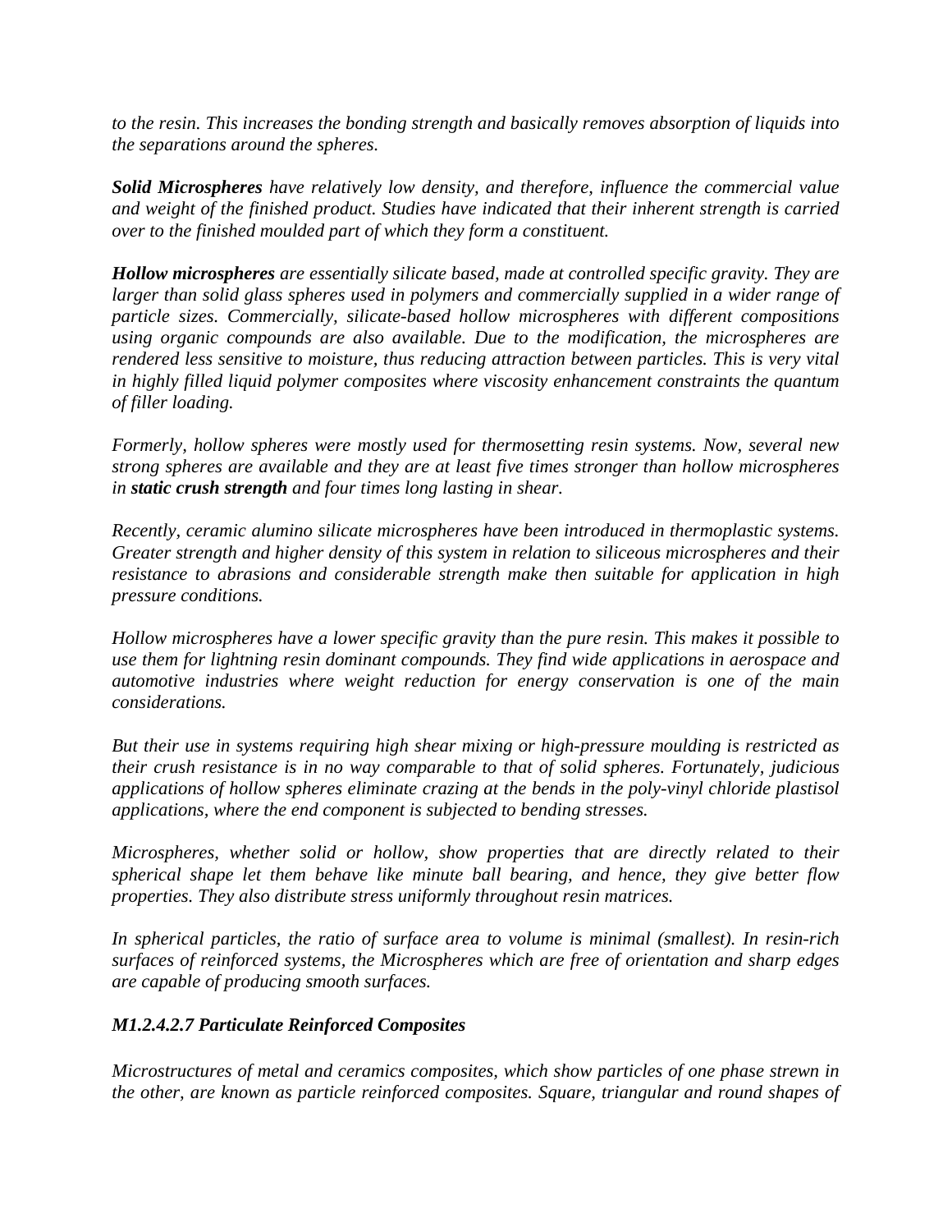*to the resin. This increases the bonding strength and basically removes absorption of liquids into the separations around the spheres.*

***Solid Microspheres*** *have relatively low density, and therefore, influence the commercial value and weight of the finished product. Studies have indicated that their inherent strength is carried over to the finished moulded part of which they form a constituent.*

***Hollow microspheres*** *are essentially silicate based, made at controlled specific gravity. They are larger than solid glass spheres used in polymers and commercially supplied in a wider range of particle sizes. Commercially, silicate-based hollow microspheres with different compositions using organic compounds are also available. Due to the modification, the microspheres are rendered less sensitive to moisture, thus reducing attraction between particles. This is very vital in highly filled liquid polymer composites where viscosity enhancement constraints the quantum of filler loading.*

*Formerly, hollow spheres were mostly used for thermosetting resin systems. Now, several new strong spheres are available and they are at least five times stronger than hollow microspheres in* ***static crush strength*** *and four times long lasting in shear.*

*Recently, ceramic alumino silicate microspheres have been introduced in thermoplastic systems. Greater strength and higher density of this system in relation to siliceous microspheres and their resistance to abrasions and considerable strength make then suitable for application in high pressure conditions.*

*Hollow microspheres have a lower specific gravity than the pure resin. This makes it possible to use them for lightning resin dominant compounds. They find wide applications in aerospace and automotive industries where weight reduction for energy conservation is one of the main considerations.*

*But their use in systems requiring high shear mixing or high-pressure moulding is restricted as their crush resistance is in no way comparable to that of solid spheres. Fortunately, judicious applications of hollow spheres eliminate crazing at the bends in the poly-vinyl chloride plastisol applications, where the end component is subjected to bending stresses.*

*Microspheres, whether solid or hollow, show properties that are directly related to their spherical shape let them behave like minute ball bearing, and hence, they give better flow properties. They also distribute stress uniformly throughout resin matrices.*

*In spherical particles, the ratio of surface area to volume is minimal (smallest). In resin-rich surfaces of reinforced systems, the Microspheres which are free of orientation and sharp edges are capable of producing smooth surfaces.*

### *M1.2.4.2.7 Particulate Reinforced Composites*

*Microstructures of metal and ceramics composites, which show particles of one phase strewn in the other, are known as particle reinforced composites. Square, triangular and round shapes of*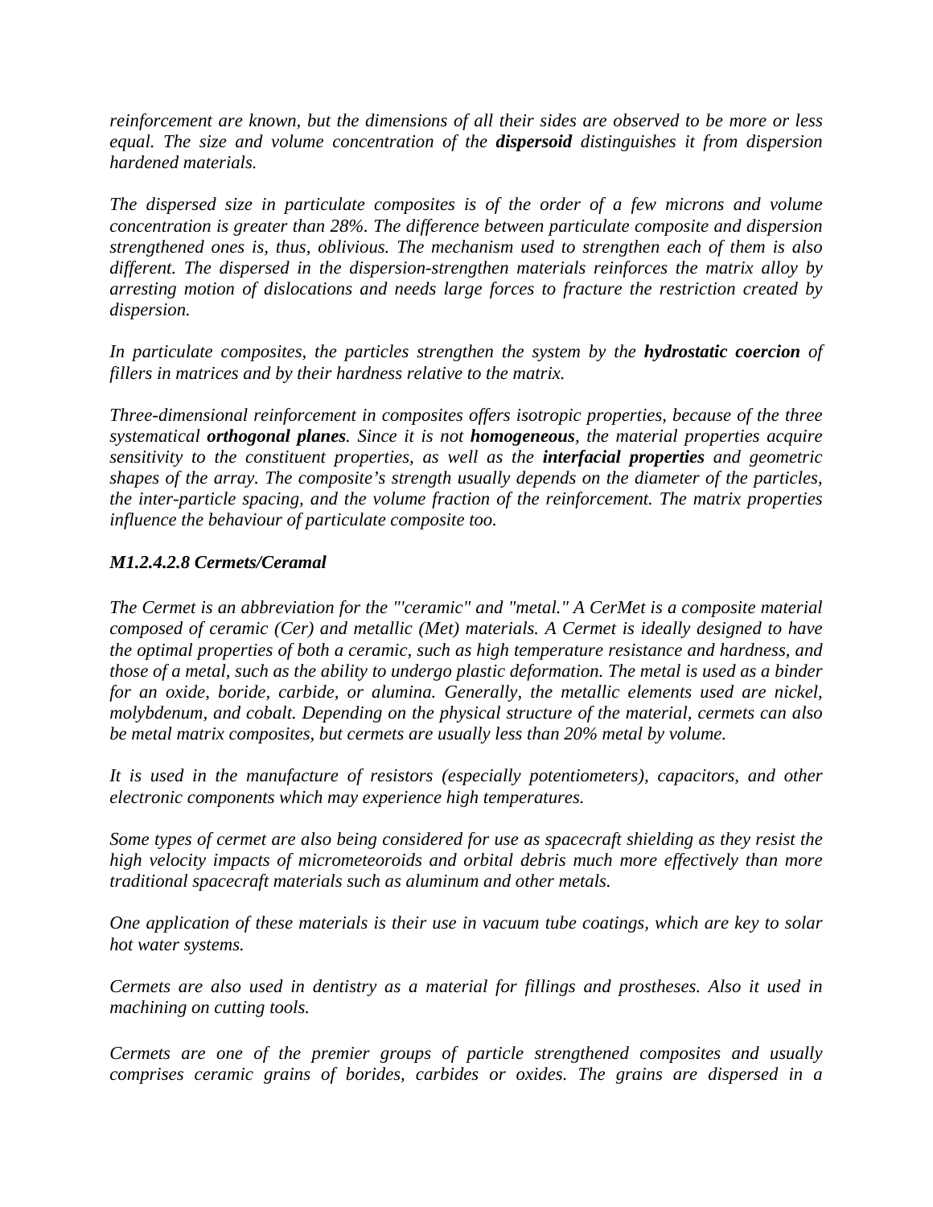*reinforcement are known, but the dimensions of all their sides are observed to be more or less equal. The size and volume concentration of the **dispersoid** distinguishes it from dispersion hardened materials.*

*The dispersed size in particulate composites is of the order of a few microns and volume concentration is greater than 28%. The difference between particulate composite and dispersion strengthened ones is, thus, oblivious. The mechanism used to strengthen each of them is also different. The dispersed in the dispersion-strengthen materials reinforces the matrix alloy by arresting motion of dislocations and needs large forces to fracture the restriction created by dispersion.*

*In particulate composites, the particles strengthen the system by the **hydrostatic coercion** of fillers in matrices and by their hardness relative to the matrix.*

*Three-dimensional reinforcement in composites offers isotropic properties, because of the three systematical **orthogonal planes**. Since it is not **homogeneous**, the material properties acquire sensitivity to the constituent properties, as well as the **interfacial properties** and geometric shapes of the array. The composite's strength usually depends on the diameter of the particles, the inter-particle spacing, and the volume fraction of the reinforcement. The matrix properties influence the behaviour of particulate composite too.*

### *M1.2.4.2.8 Cermets/Ceramal*

*The Cermet is an abbreviation for the "'ceramic" and "metal." A CerMet is a composite material composed of ceramic (Cer) and metallic (Met) materials. A Cermet is ideally designed to have the optimal properties of both a ceramic, such as high temperature resistance and hardness, and those of a metal, such as the ability to undergo plastic deformation. The metal is used as a binder for an oxide, boride, carbide, or alumina. Generally, the metallic elements used are nickel, molybdenum, and cobalt. Depending on the physical structure of the material, cermets can also be metal matrix composites, but cermets are usually less than 20% metal by volume.*

*It is used in the manufacture of resistors (especially potentiometers), capacitors, and other electronic components which may experience high temperatures.*

*Some types of cermet are also being considered for use as spacecraft shielding as they resist the high velocity impacts of micrometeoroids and orbital debris much more effectively than more traditional spacecraft materials such as aluminum and other metals.*

*One application of these materials is their use in vacuum tube coatings, which are key to solar hot water systems.*

*Cermets are also used in dentistry as a material for fillings and prostheses. Also it used in machining on cutting tools.*

*Cermets are one of the premier groups of particle strengthened composites and usually comprises ceramic grains of borides, carbides or oxides. The grains are dispersed in a*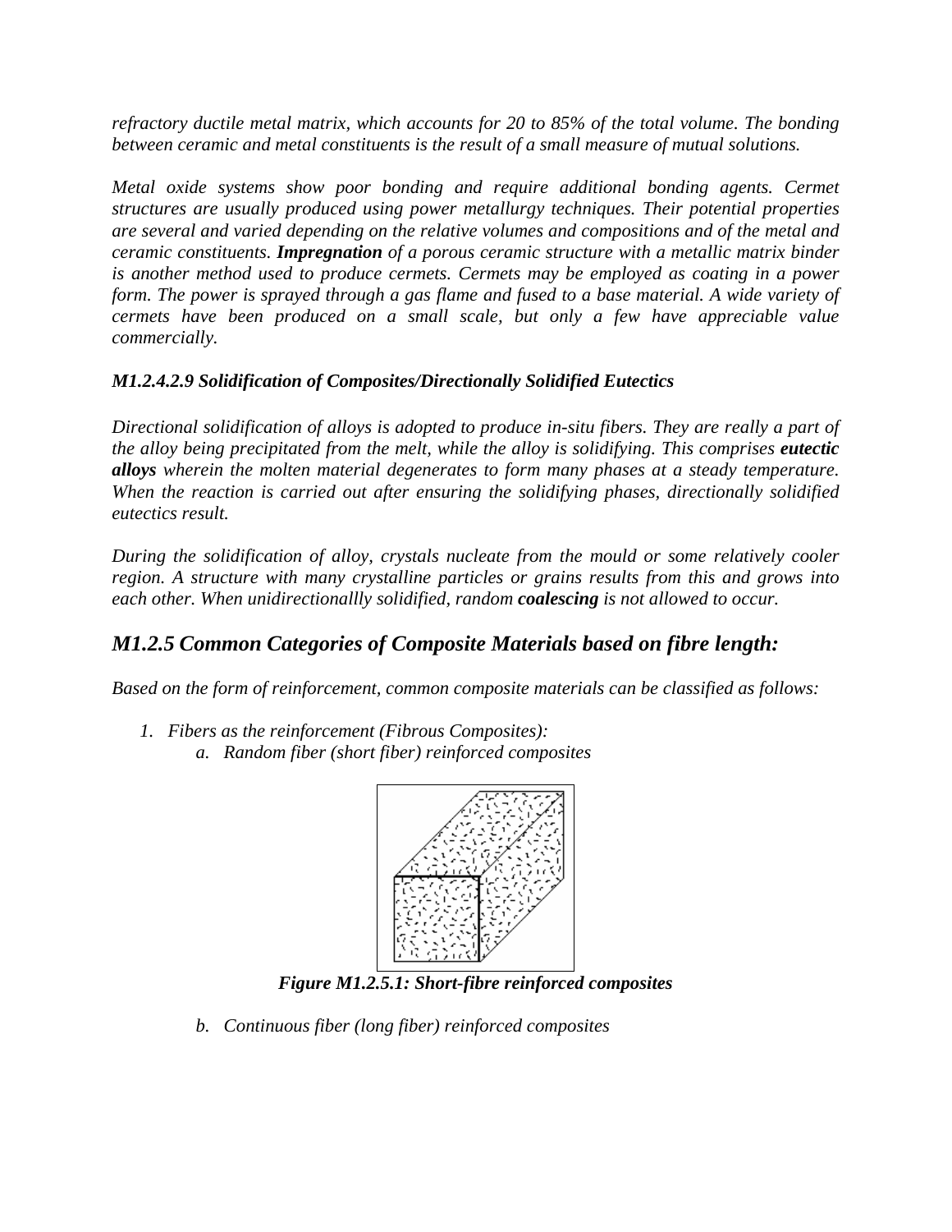*refractory ductile metal matrix, which accounts for 20 to 85% of the total volume. The bonding between ceramic and metal constituents is the result of a small measure of mutual solutions.*

*Metal oxide systems show poor bonding and require additional bonding agents. Cermet structures are usually produced using power metallurgy techniques. Their potential properties are several and varied depending on the relative volumes and compositions and of the metal and ceramic constituents.* ***Impregnation*** *of a porous ceramic structure with a metallic matrix binder is another method used to produce cermets. Cermets may be employed as coating in a power form. The power is sprayed through a gas flame and fused to a base material. A wide variety of cermets have been produced on a small scale, but only a few have appreciable value commercially.*

#### *M1.2.4.2.9 Solidification of Composites/Directionally Solidified Eutectics*

*Directional solidification of alloys is adopted to produce in-situ fibers. They are really a part of the alloy being precipitated from the melt, while the alloy is solidifying. This comprises* ***eutectic alloys*** *wherein the molten material degenerates to form many phases at a steady temperature. When the reaction is carried out after ensuring the solidifying phases, directionally solidified eutectics result.*

*During the solidification of alloy, crystals nucleate from the mould or some relatively cooler region. A structure with many crystalline particles or grains results from this and grows into each other. When unidirectionallly solidified, random* ***coalescing*** *is not allowed to occur.*

## *M1.2.5 Common Categories of Composite Materials based on fibre length:*

*Based on the form of reinforcement, common composite materials can be classified as follows:*

1. *Fibers as the reinforcement (Fibrous Composites):*
   a. *Random fiber (short fiber) reinforced composites*

***Figure M1.2.5.1: Short-fibre reinforced composites***

   b. *Continuous fiber (long fiber) reinforced composites*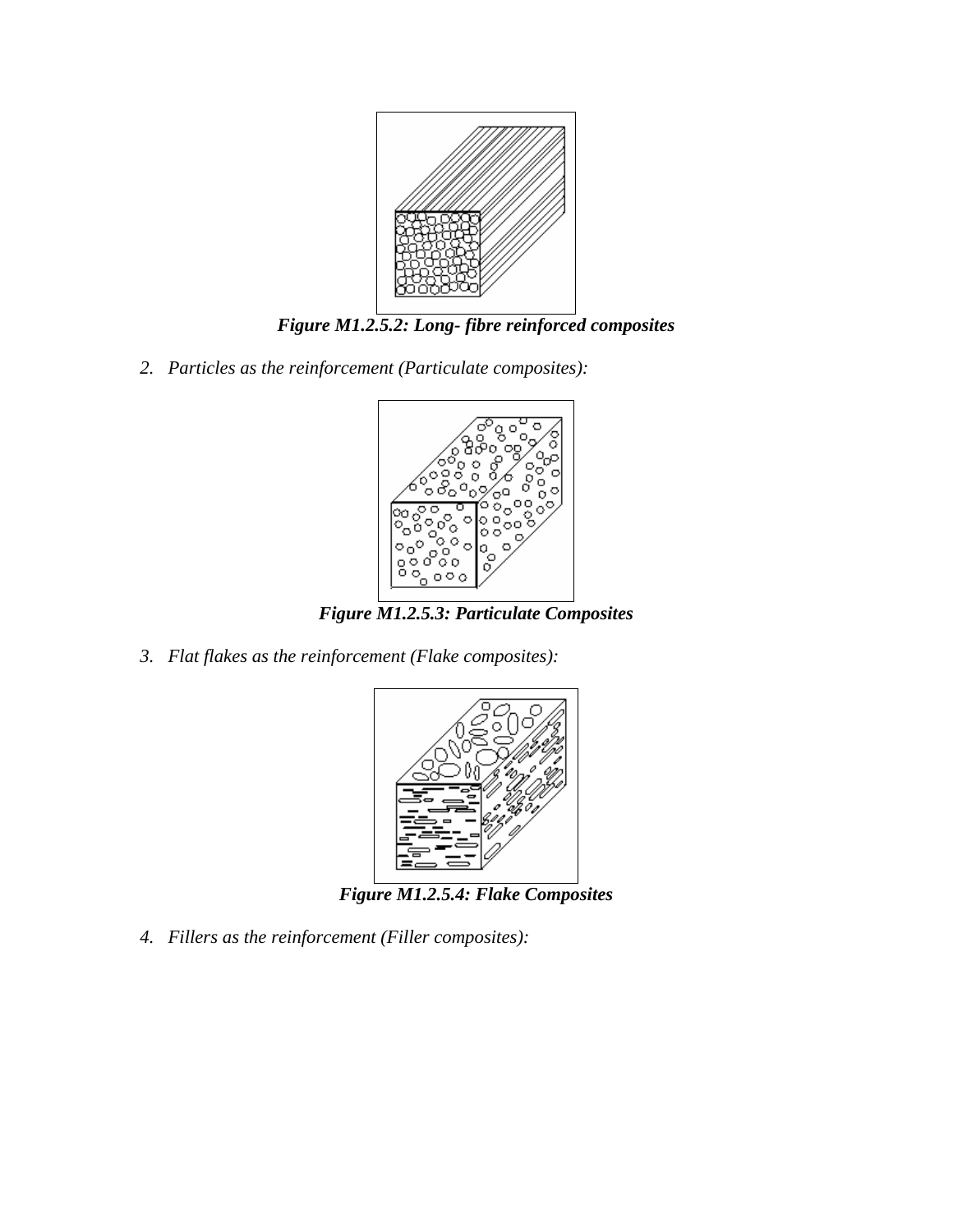*Figure M1.2.5.2: Long- fibre reinforced composites*

2. *Particles as the reinforcement (Particulate composites):*

*Figure M1.2.5.3: Particulate Composites*

3. *Flat flakes as the reinforcement (Flake composites):*

*Figure M1.2.5.4: Flake Composites*

4. *Fillers as the reinforcement (Filler composites):*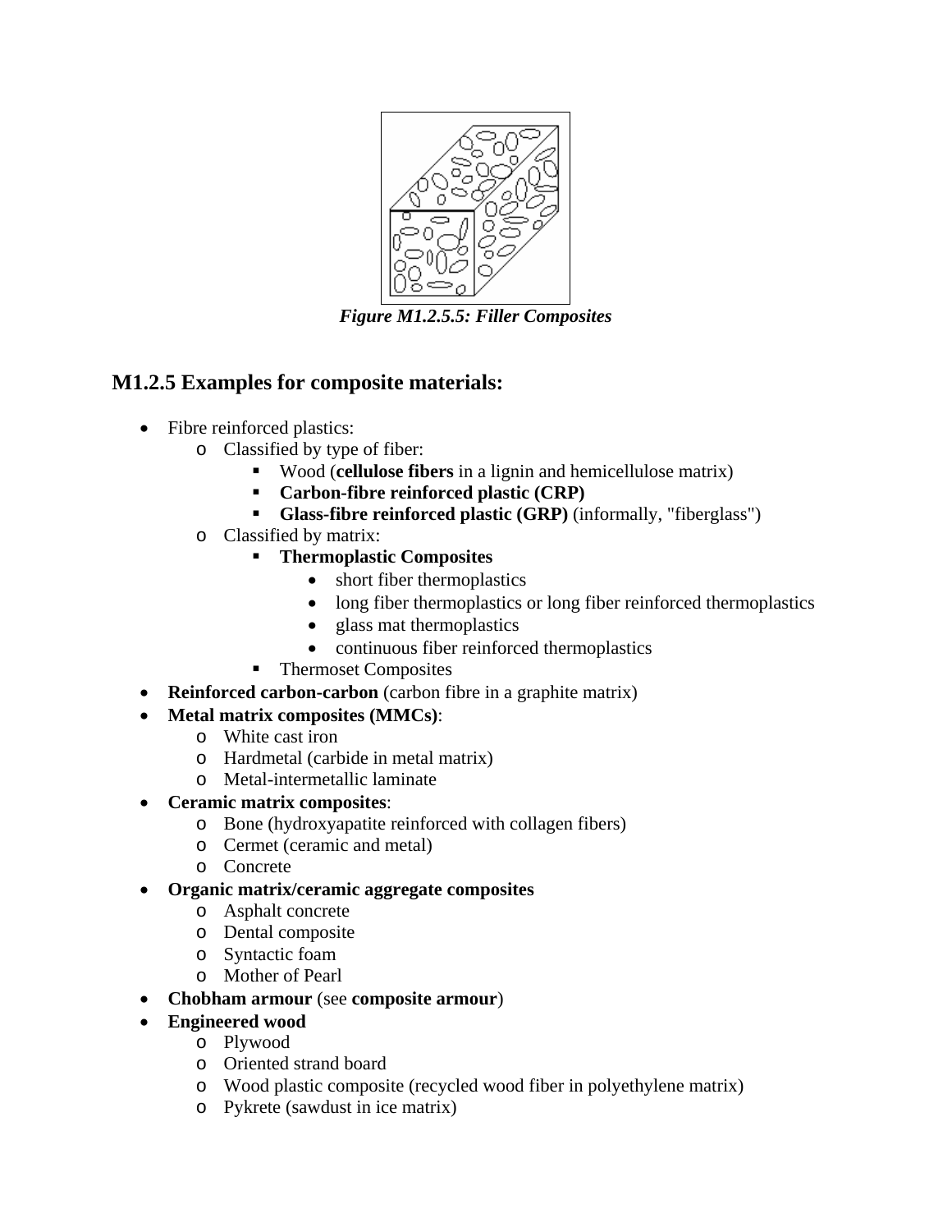*Figure M1.2.5.5: Filler Composites*

## M1.2.5 Examples for composite materials:

- Fibre reinforced plastics:
  - Classified by type of fiber:
    - Wood (**cellulose fibers** in a lignin and hemicellulose matrix)
    - **Carbon-fibre reinforced plastic (CRP)**
    - **Glass-fibre reinforced plastic (GRP)** (informally, "fiberglass")
  - Classified by matrix:
    - **Thermoplastic Composites**
      - short fiber thermoplastics
      - long fiber thermoplastics or long fiber reinforced thermoplastics
      - glass mat thermoplastics
      - continuous fiber reinforced thermoplastics
    - Thermoset Composites
- **Reinforced carbon-carbon** (carbon fibre in a graphite matrix)
- **Metal matrix composites (MMCs)**:
  - White cast iron
  - Hardmetal (carbide in metal matrix)
  - Metal-intermetallic laminate
- **Ceramic matrix composites**:
  - Bone (hydroxyapatite reinforced with collagen fibers)
  - Cermet (ceramic and metal)
  - Concrete
- **Organic matrix/ceramic aggregate composites**
  - Asphalt concrete
  - Dental composite
  - Syntactic foam
  - Mother of Pearl
- **Chobham armour** (see **composite armour**)
- **Engineered wood**
  - Plywood
  - Oriented strand board
  - Wood plastic composite (recycled wood fiber in polyethylene matrix)
  - Pykrete (sawdust in ice matrix)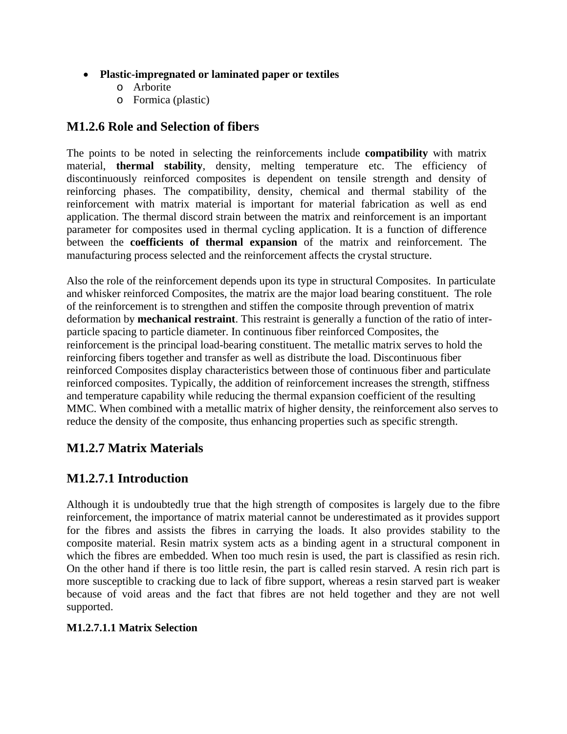- **Plastic-impregnated or laminated paper or textiles**
    - Arborite
    - Formica (plastic)

## M1.2.6 Role and Selection of fibers

The points to be noted in selecting the reinforcements include **compatibility** with matrix material, **thermal stability**, density, melting temperature etc. The efficiency of discontinuously reinforced composites is dependent on tensile strength and density of reinforcing phases. The compatibility, density, chemical and thermal stability of the reinforcement with matrix material is important for material fabrication as well as end application. The thermal discord strain between the matrix and reinforcement is an important parameter for composites used in thermal cycling application. It is a function of difference between the **coefficients of thermal expansion** of the matrix and reinforcement. The manufacturing process selected and the reinforcement affects the crystal structure.

Also the role of the reinforcement depends upon its type in structural Composites. In particulate and whisker reinforced Composites, the matrix are the major load bearing constituent. The role of the reinforcement is to strengthen and stiffen the composite through prevention of matrix deformation by **mechanical restraint**. This restraint is generally a function of the ratio of inter-particle spacing to particle diameter. In continuous fiber reinforced Composites, the reinforcement is the principal load-bearing constituent. The metallic matrix serves to hold the reinforcing fibers together and transfer as well as distribute the load. Discontinuous fiber reinforced Composites display characteristics between those of continuous fiber and particulate reinforced composites. Typically, the addition of reinforcement increases the strength, stiffness and temperature capability while reducing the thermal expansion coefficient of the resulting MMC. When combined with a metallic matrix of higher density, the reinforcement also serves to reduce the density of the composite, thus enhancing properties such as specific strength.

## M1.2.7 Matrix Materials

## M1.2.7.1 Introduction

Although it is undoubtedly true that the high strength of composites is largely due to the fibre reinforcement, the importance of matrix material cannot be underestimated as it provides support for the fibres and assists the fibres in carrying the loads. It also provides stability to the composite material. Resin matrix system acts as a binding agent in a structural component in which the fibres are embedded. When too much resin is used, the part is classified as resin rich. On the other hand if there is too little resin, the part is called resin starved. A resin rich part is more susceptible to cracking due to lack of fibre support, whereas a resin starved part is weaker because of void areas and the fact that fibres are not held together and they are not well supported.

#### M1.2.7.1.1 Matrix Selection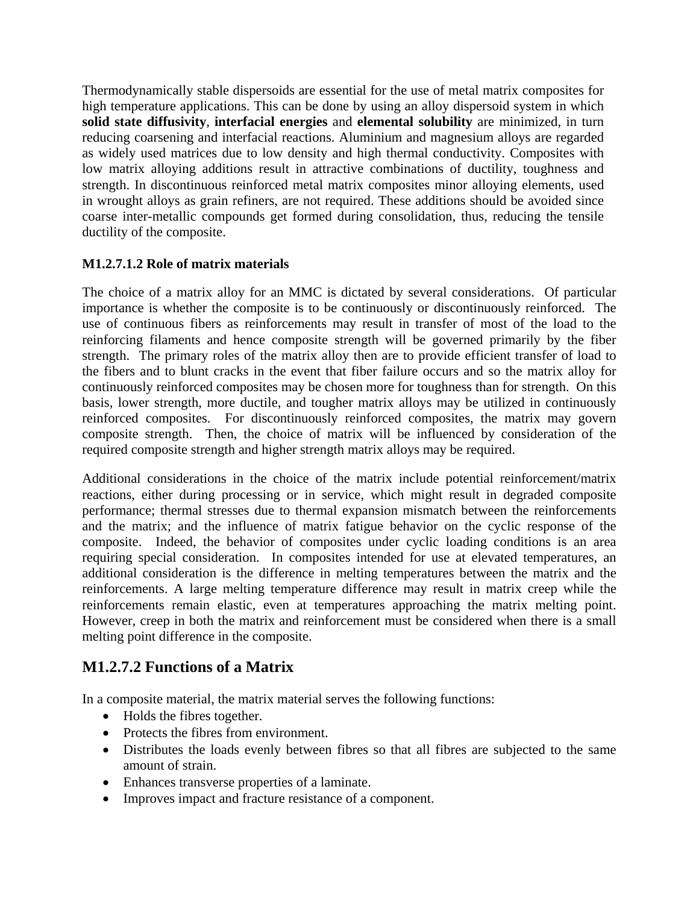Thermodynamically stable dispersoids are essential for the use of metal matrix composites for high temperature applications. This can be done by using an alloy dispersoid system in which **solid state diffusivity**, **interfacial energies** and **elemental solubility** are minimized, in turn reducing coarsening and interfacial reactions. Aluminium and magnesium alloys are regarded as widely used matrices due to low density and high thermal conductivity. Composites with low matrix alloying additions result in attractive combinations of ductility, toughness and strength. In discontinuous reinforced metal matrix composites minor alloying elements, used in wrought alloys as grain refiners, are not required. These additions should be avoided since coarse inter-metallic compounds get formed during consolidation, thus, reducing the tensile ductility of the composite.

**M1.2.7.1.2 Role of matrix materials**

The choice of a matrix alloy for an MMC is dictated by several considerations. Of particular importance is whether the composite is to be continuously or discontinuously reinforced. The use of continuous fibers as reinforcements may result in transfer of most of the load to the reinforcing filaments and hence composite strength will be governed primarily by the fiber strength. The primary roles of the matrix alloy then are to provide efficient transfer of load to the fibers and to blunt cracks in the event that fiber failure occurs and so the matrix alloy for continuously reinforced composites may be chosen more for toughness than for strength. On this basis, lower strength, more ductile, and tougher matrix alloys may be utilized in continuously reinforced composites. For discontinuously reinforced composites, the matrix may govern composite strength. Then, the choice of matrix will be influenced by consideration of the required composite strength and higher strength matrix alloys may be required.

Additional considerations in the choice of the matrix include potential reinforcement/matrix reactions, either during processing or in service, which might result in degraded composite performance; thermal stresses due to thermal expansion mismatch between the reinforcements and the matrix; and the influence of matrix fatigue behavior on the cyclic response of the composite. Indeed, the behavior of composites under cyclic loading conditions is an area requiring special consideration. In composites intended for use at elevated temperatures, an additional consideration is the difference in melting temperatures between the matrix and the reinforcements. A large melting temperature difference may result in matrix creep while the reinforcements remain elastic, even at temperatures approaching the matrix melting point. However, creep in both the matrix and reinforcement must be considered when there is a small melting point difference in the composite.

## M1.2.7.2 Functions of a Matrix

In a composite material, the matrix material serves the following functions:

- Holds the fibres together.
- Protects the fibres from environment.
- Distributes the loads evenly between fibres so that all fibres are subjected to the same amount of strain.
- Enhances transverse properties of a laminate.
- Improves impact and fracture resistance of a component.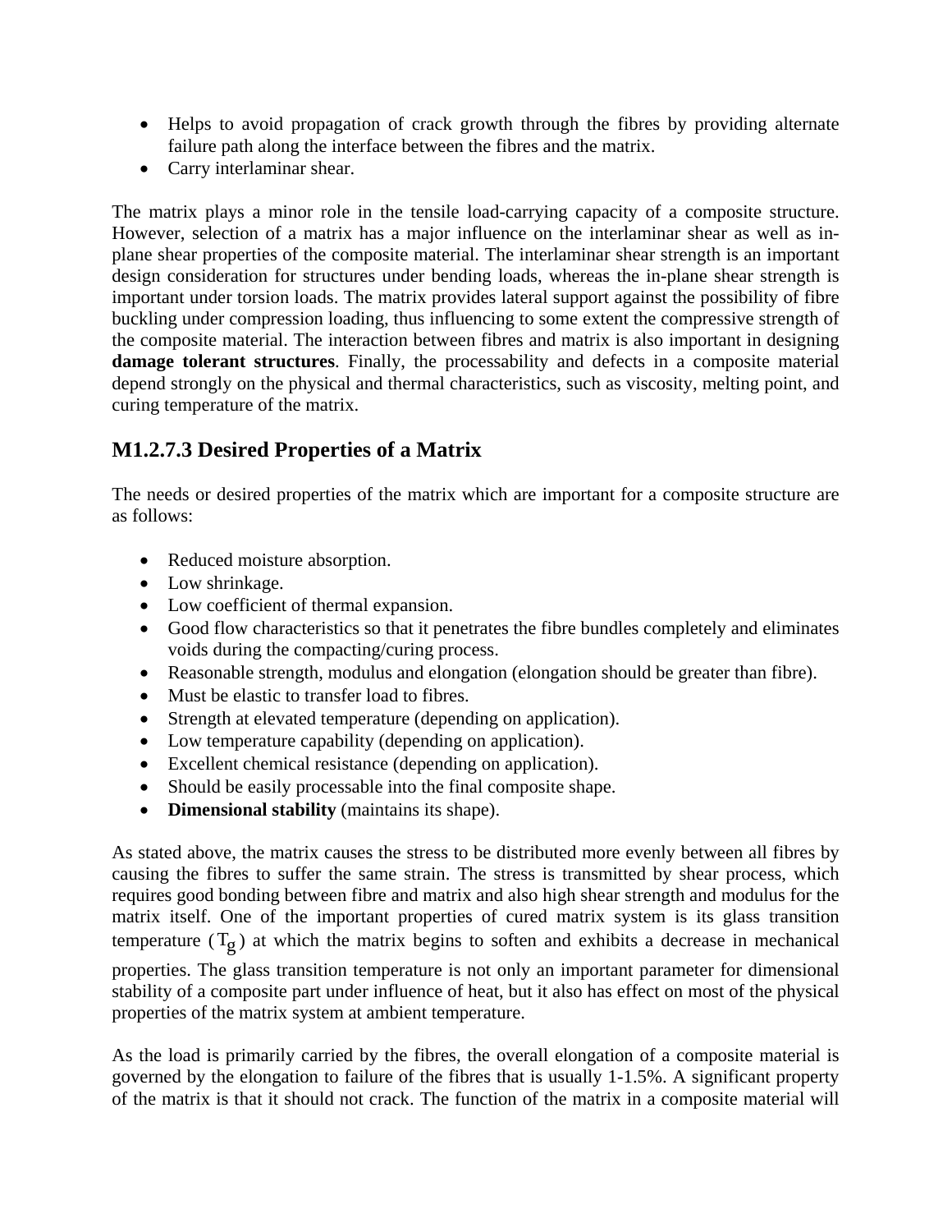- Helps to avoid propagation of crack growth through the fibres by providing alternate failure path along the interface between the fibres and the matrix.
- Carry interlaminar shear.

The matrix plays a minor role in the tensile load-carrying capacity of a composite structure. However, selection of a matrix has a major influence on the interlaminar shear as well as in-plane shear properties of the composite material. The interlaminar shear strength is an important design consideration for structures under bending loads, whereas the in-plane shear strength is important under torsion loads. The matrix provides lateral support against the possibility of fibre buckling under compression loading, thus influencing to some extent the compressive strength of the composite material. The interaction between fibres and matrix is also important in designing **damage tolerant structures**. Finally, the processability and defects in a composite material depend strongly on the physical and thermal characteristics, such as viscosity, melting point, and curing temperature of the matrix.

## M1.2.7.3 Desired Properties of a Matrix

The needs or desired properties of the matrix which are important for a composite structure are as follows:

- Reduced moisture absorption.
- Low shrinkage.
- Low coefficient of thermal expansion.
- Good flow characteristics so that it penetrates the fibre bundles completely and eliminates voids during the compacting/curing process.
- Reasonable strength, modulus and elongation (elongation should be greater than fibre).
- Must be elastic to transfer load to fibres.
- Strength at elevated temperature (depending on application).
- Low temperature capability (depending on application).
- Excellent chemical resistance (depending on application).
- Should be easily processable into the final composite shape.
- **Dimensional stability** (maintains its shape).

As stated above, the matrix causes the stress to be distributed more evenly between all fibres by causing the fibres to suffer the same strain. The stress is transmitted by shear process, which requires good bonding between fibre and matrix and also high shear strength and modulus for the matrix itself. One of the important properties of cured matrix system is its glass transition temperature ($T_g$) at which the matrix begins to soften and exhibits a decrease in mechanical properties. The glass transition temperature is not only an important parameter for dimensional stability of a composite part under influence of heat, but it also has effect on most of the physical properties of the matrix system at ambient temperature.

As the load is primarily carried by the fibres, the overall elongation of a composite material is governed by the elongation to failure of the fibres that is usually 1-1.5%. A significant property of the matrix is that it should not crack. The function of the matrix in a composite material will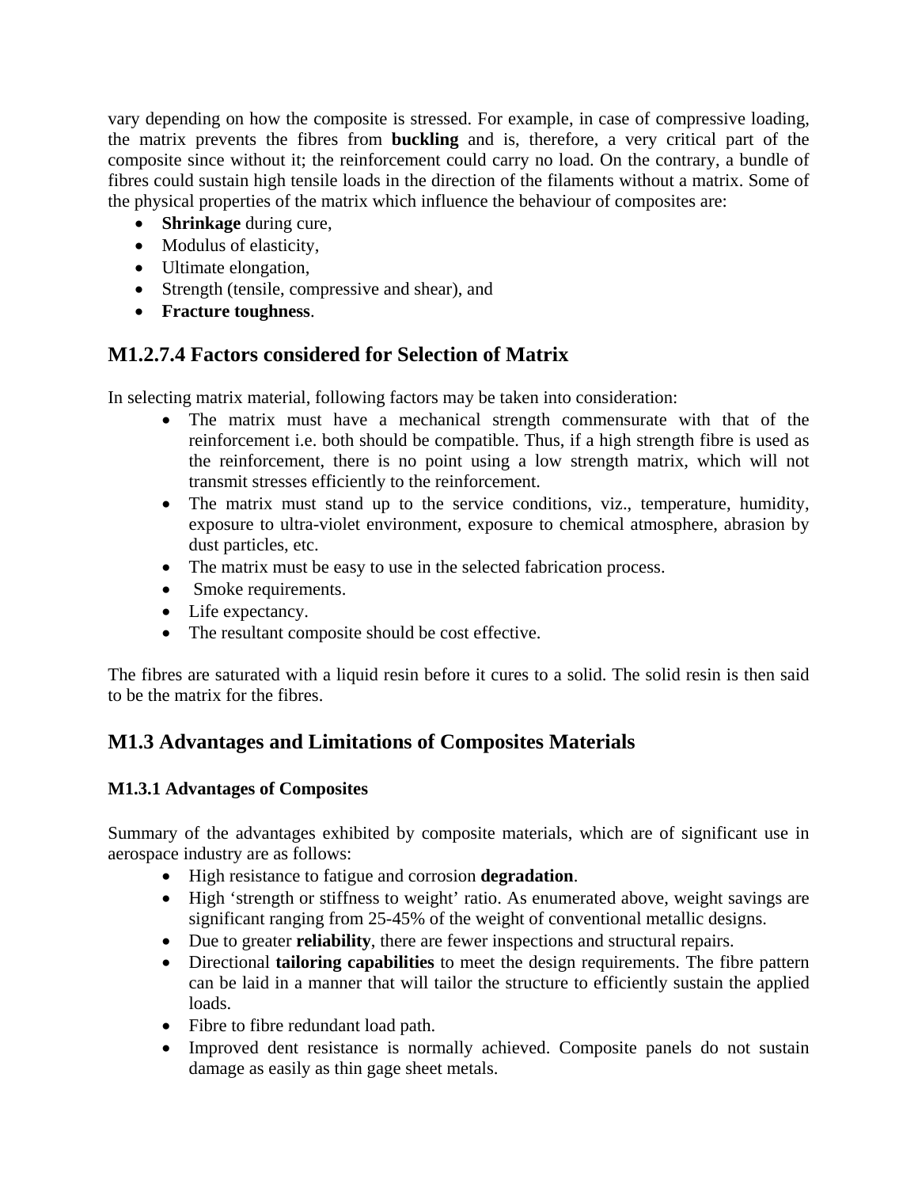vary depending on how the composite is stressed. For example, in case of compressive loading, the matrix prevents the fibres from **buckling** and is, therefore, a very critical part of the composite since without it; the reinforcement could carry no load. On the contrary, a bundle of fibres could sustain high tensile loads in the direction of the filaments without a matrix. Some of the physical properties of the matrix which influence the behaviour of composites are:

- **Shrinkage** during cure,
- Modulus of elasticity,
- Ultimate elongation,
- Strength (tensile, compressive and shear), and
- **Fracture toughness**.

## M1.2.7.4 Factors considered for Selection of Matrix

In selecting matrix material, following factors may be taken into consideration:

- The matrix must have a mechanical strength commensurate with that of the reinforcement i.e. both should be compatible. Thus, if a high strength fibre is used as the reinforcement, there is no point using a low strength matrix, which will not transmit stresses efficiently to the reinforcement.
- The matrix must stand up to the service conditions, viz., temperature, humidity, exposure to ultra-violet environment, exposure to chemical atmosphere, abrasion by dust particles, etc.
- The matrix must be easy to use in the selected fabrication process.
- Smoke requirements.
- Life expectancy.
- The resultant composite should be cost effective.

The fibres are saturated with a liquid resin before it cures to a solid. The solid resin is then said to be the matrix for the fibres.

## M1.3 Advantages and Limitations of Composites Materials

### M1.3.1 Advantages of Composites

Summary of the advantages exhibited by composite materials, which are of significant use in aerospace industry are as follows:

- High resistance to fatigue and corrosion **degradation**.
- High 'strength or stiffness to weight' ratio. As enumerated above, weight savings are significant ranging from 25-45% of the weight of conventional metallic designs.
- Due to greater **reliability**, there are fewer inspections and structural repairs.
- Directional **tailoring capabilities** to meet the design requirements. The fibre pattern can be laid in a manner that will tailor the structure to efficiently sustain the applied loads.
- Fibre to fibre redundant load path.
- Improved dent resistance is normally achieved. Composite panels do not sustain damage as easily as thin gage sheet metals.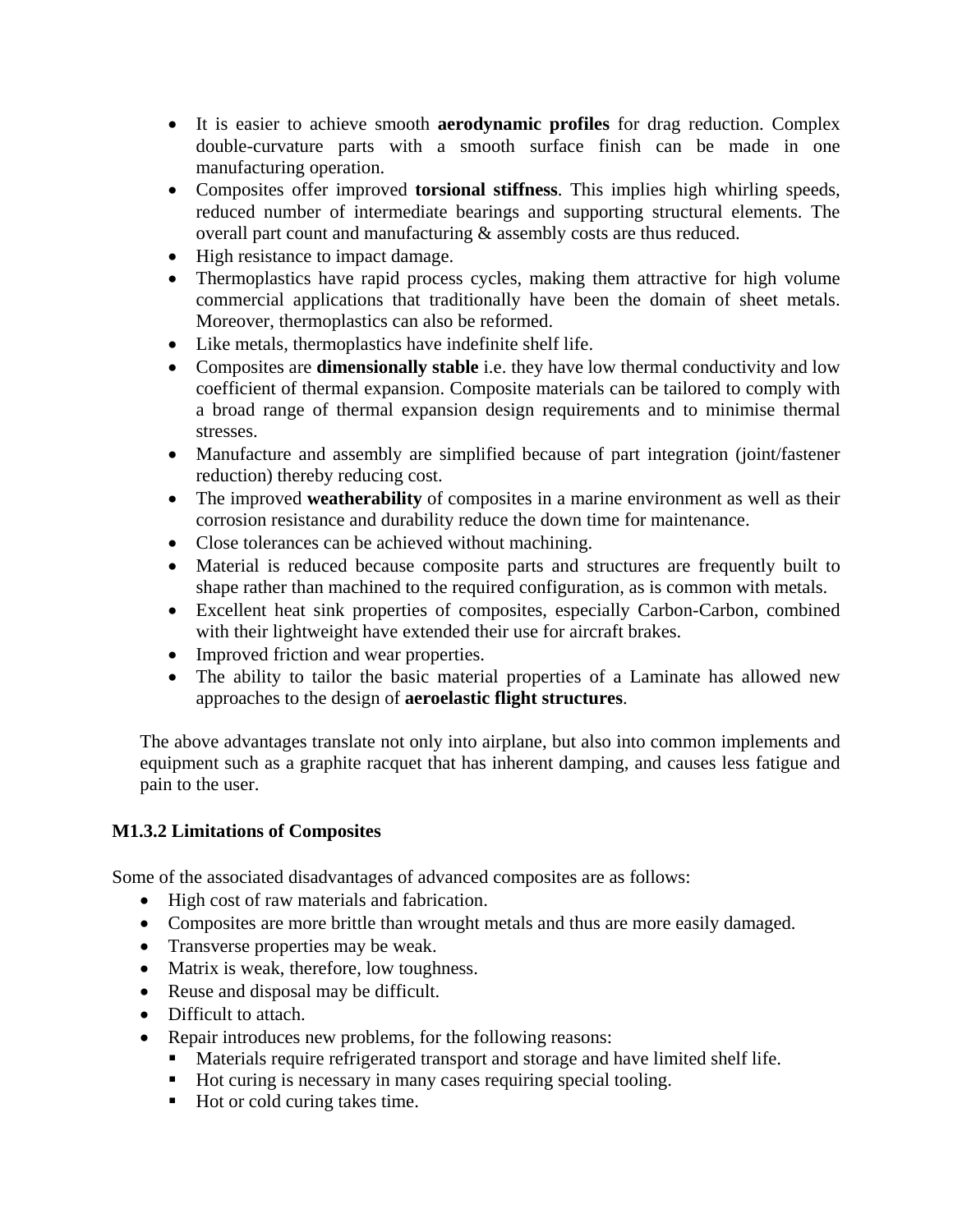- It is easier to achieve smooth **aerodynamic profiles** for drag reduction. Complex double-curvature parts with a smooth surface finish can be made in one manufacturing operation.
- Composites offer improved **torsional stiffness**. This implies high whirling speeds, reduced number of intermediate bearings and supporting structural elements. The overall part count and manufacturing & assembly costs are thus reduced.
- High resistance to impact damage.
- Thermoplastics have rapid process cycles, making them attractive for high volume commercial applications that traditionally have been the domain of sheet metals. Moreover, thermoplastics can also be reformed.
- Like metals, thermoplastics have indefinite shelf life.
- Composites are **dimensionally stable** i.e. they have low thermal conductivity and low coefficient of thermal expansion. Composite materials can be tailored to comply with a broad range of thermal expansion design requirements and to minimise thermal stresses.
- Manufacture and assembly are simplified because of part integration (joint/fastener reduction) thereby reducing cost.
- The improved **weatherability** of composites in a marine environment as well as their corrosion resistance and durability reduce the down time for maintenance.
- Close tolerances can be achieved without machining.
- Material is reduced because composite parts and structures are frequently built to shape rather than machined to the required configuration, as is common with metals.
- Excellent heat sink properties of composites, especially Carbon-Carbon, combined with their lightweight have extended their use for aircraft brakes.
- Improved friction and wear properties.
- The ability to tailor the basic material properties of a Laminate has allowed new approaches to the design of **aeroelastic flight structures**.

The above advantages translate not only into airplane, but also into common implements and equipment such as a graphite racquet that has inherent damping, and causes less fatigue and pain to the user.

### M1.3.2 Limitations of Composites

Some of the associated disadvantages of advanced composites are as follows:

- High cost of raw materials and fabrication.
- Composites are more brittle than wrought metals and thus are more easily damaged.
- Transverse properties may be weak.
- Matrix is weak, therefore, low toughness.
- Reuse and disposal may be difficult.
- Difficult to attach.
- Repair introduces new problems, for the following reasons:
  - Materials require refrigerated transport and storage and have limited shelf life.
  - Hot curing is necessary in many cases requiring special tooling.
  - Hot or cold curing takes time.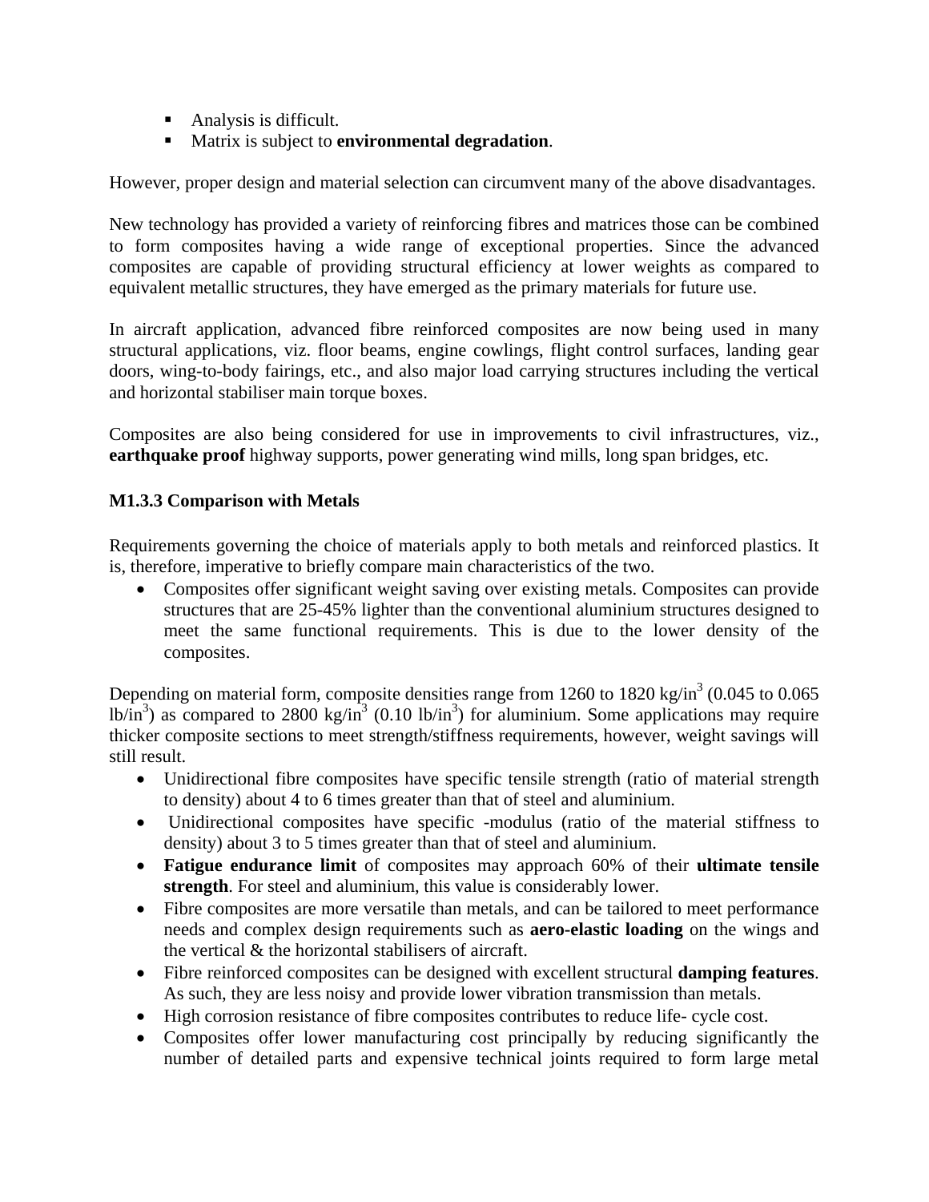- Analysis is difficult.
- Matrix is subject to **environmental degradation**.

However, proper design and material selection can circumvent many of the above disadvantages.

New technology has provided a variety of reinforcing fibres and matrices those can be combined to form composites having a wide range of exceptional properties. Since the advanced composites are capable of providing structural efficiency at lower weights as compared to equivalent metallic structures, they have emerged as the primary materials for future use.

In aircraft application, advanced fibre reinforced composites are now being used in many structural applications, viz. floor beams, engine cowlings, flight control surfaces, landing gear doors, wing-to-body fairings, etc., and also major load carrying structures including the vertical and horizontal stabiliser main torque boxes.

Composites are also being considered for use in improvements to civil infrastructures, viz., **earthquake proof** highway supports, power generating wind mills, long span bridges, etc.

### M1.3.3 Comparison with Metals

Requirements governing the choice of materials apply to both metals and reinforced plastics. It is, therefore, imperative to briefly compare main characteristics of the two.

- Composites offer significant weight saving over existing metals. Composites can provide structures that are 25-45% lighter than the conventional aluminium structures designed to meet the same functional requirements. This is due to the lower density of the composites.

Depending on material form, composite densities range from 1260 to 1820 kg/in$^3$ (0.045 to 0.065 lb/in$^3$) as compared to 2800 kg/in$^3$ (0.10 lb/in$^3$) for aluminium. Some applications may require thicker composite sections to meet strength/stiffness requirements, however, weight savings will still result.

- Unidirectional fibre composites have specific tensile strength (ratio of material strength to density) about 4 to 6 times greater than that of steel and aluminium.
- Unidirectional composites have specific -modulus (ratio of the material stiffness to density) about 3 to 5 times greater than that of steel and aluminium.
- **Fatigue endurance limit** of composites may approach 60% of their **ultimate tensile strength**. For steel and aluminium, this value is considerably lower.
- Fibre composites are more versatile than metals, and can be tailored to meet performance needs and complex design requirements such as **aero-elastic loading** on the wings and the vertical & the horizontal stabilisers of aircraft.
- Fibre reinforced composites can be designed with excellent structural **damping features**. As such, they are less noisy and provide lower vibration transmission than metals.
- High corrosion resistance of fibre composites contributes to reduce life- cycle cost.
- Composites offer lower manufacturing cost principally by reducing significantly the number of detailed parts and expensive technical joints required to form large metal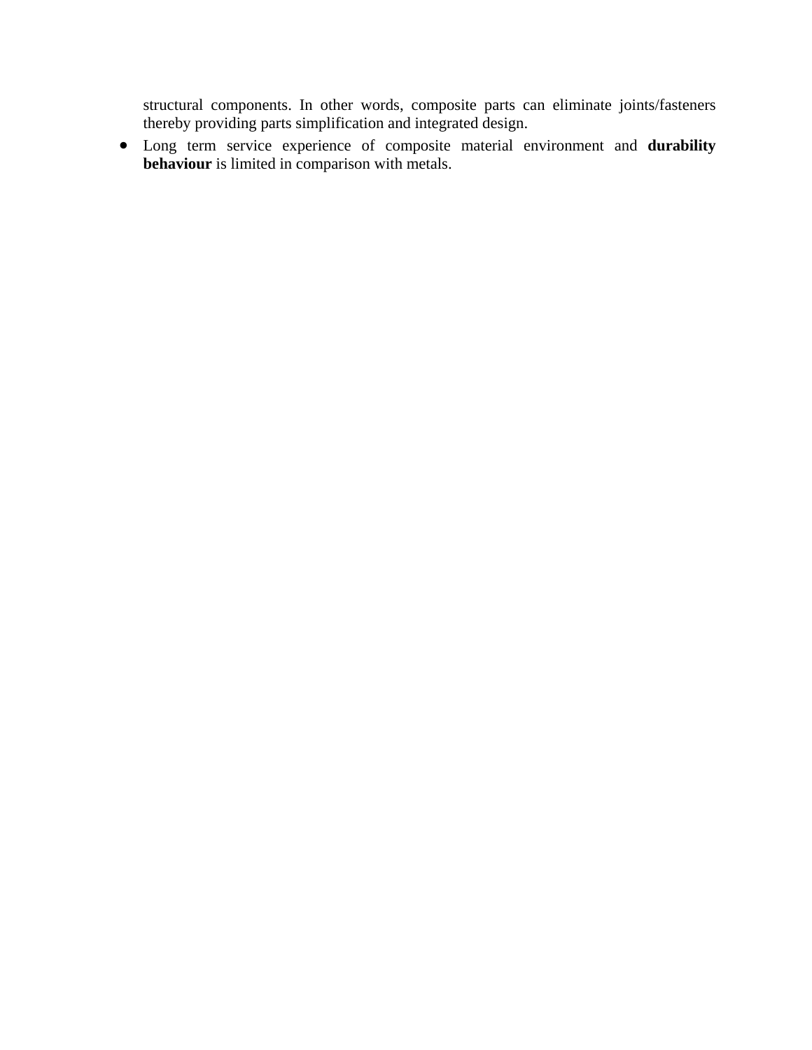structural components. In other words, composite parts can eliminate joints/fasteners thereby providing parts simplification and integrated design.

- Long term service experience of composite material environment and **durability behaviour** is limited in comparison with metals.